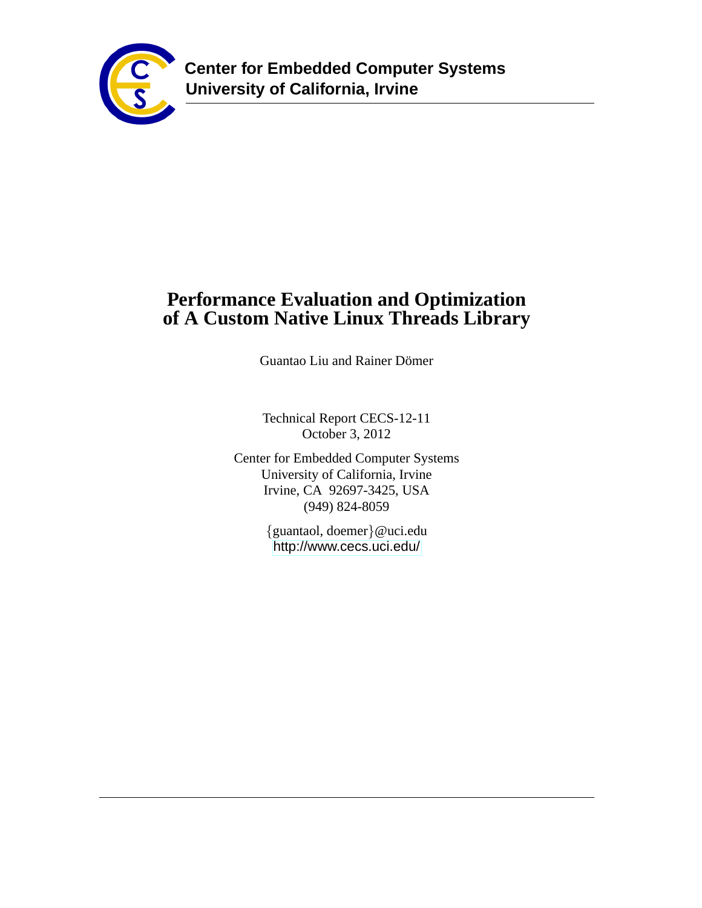**Center for Embedded Computer Systems**
**University of California, Irvine**

# Performance Evaluation and Optimization of A Custom Native Linux Threads Library

Guantao Liu and Rainer Dömer

Technical Report CECS-12-11
October 3, 2012

Center for Embedded Computer Systems
University of California, Irvine
Irvine, CA 92697-3425, USA
(949) 824-8059

{guantaol, doemer}@uci.edu
http://www.cecs.uci.edu/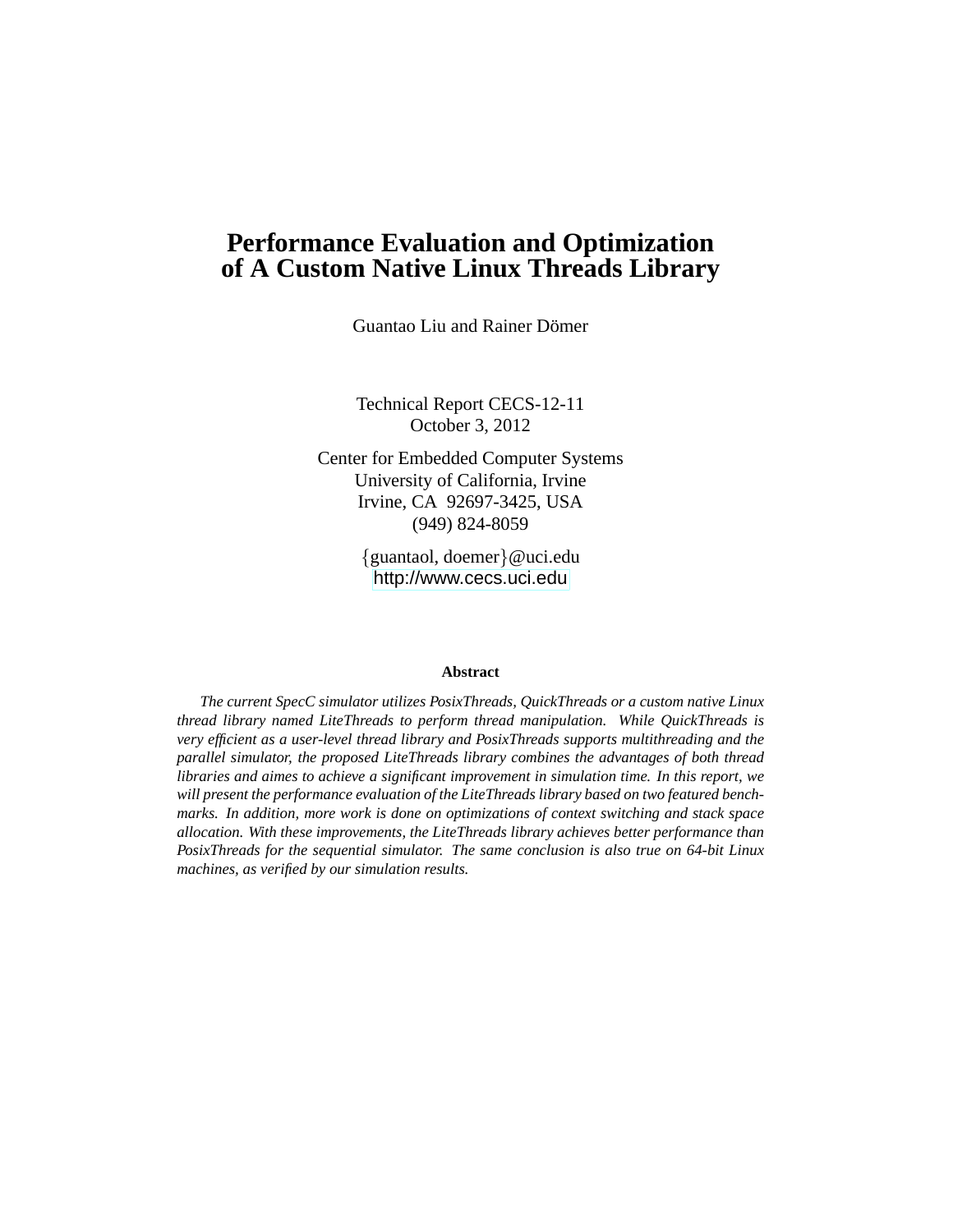# Performance Evaluation and Optimization of A Custom Native Linux Threads Library

Guantao Liu and Rainer Dömer

Technical Report CECS-12-11
October 3, 2012

Center for Embedded Computer Systems
University of California, Irvine
Irvine, CA 92697-3425, USA
(949) 824-8059

{guantaol, doemer}@uci.edu
http://www.cecs.uci.edu

**Abstract**

*The current SpecC simulator utilizes PosixThreads, QuickThreads or a custom native Linux thread library named LiteThreads to perform thread manipulation. While QuickThreads is very efficient as a user-level thread library and PosixThreads supports multithreading and the parallel simulator, the proposed LiteThreads library combines the advantages of both thread libraries and aimes to achieve a significant improvement in simulation time. In this report, we will present the performance evaluation of the LiteThreads library based on two featured benchmarks. In addition, more work is done on optimizations of context switching and stack space allocation. With these improvements, the LiteThreads library achieves better performance than PosixThreads for the sequential simulator. The same conclusion is also true on 64-bit Linux machines, as verified by our simulation results.*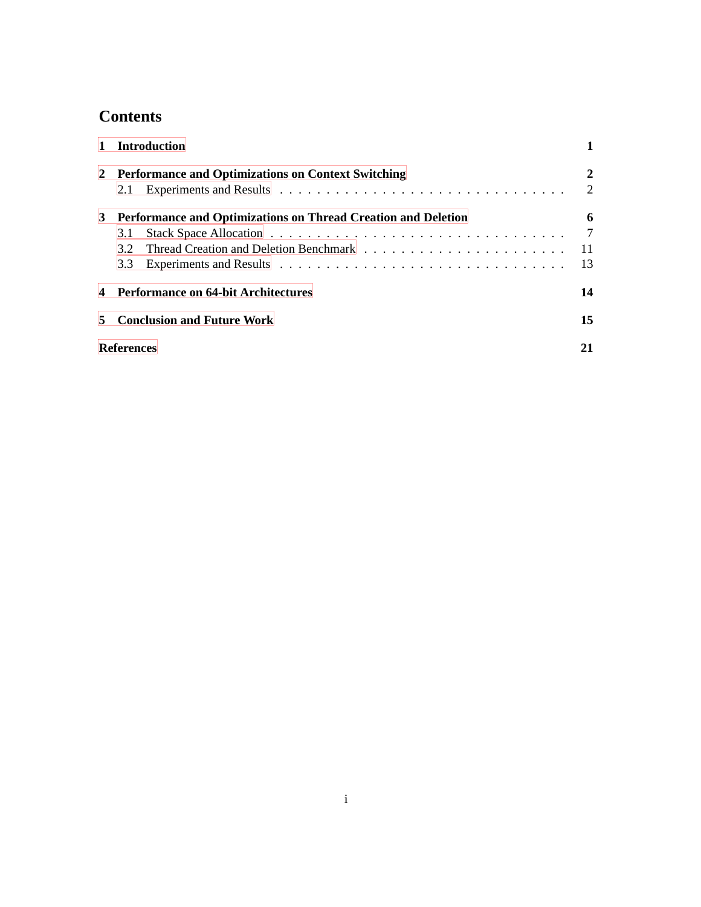# Contents

| | |
|---|---|
| **1 Introduction** | **1** |
| **2 Performance and Optimizations on Context Switching** | **2** |
| 2.1 Experiments and Results | 2 |
| **3 Performance and Optimizations on Thread Creation and Deletion** | **6** |
| 3.1 Stack Space Allocation | 7 |
| 3.2 Thread Creation and Deletion Benchmark | 11 |
| 3.3 Experiments and Results | 13 |
| **4 Performance on 64-bit Architectures** | **14** |
| **5 Conclusion and Future Work** | **15** |
| **References** | **21** |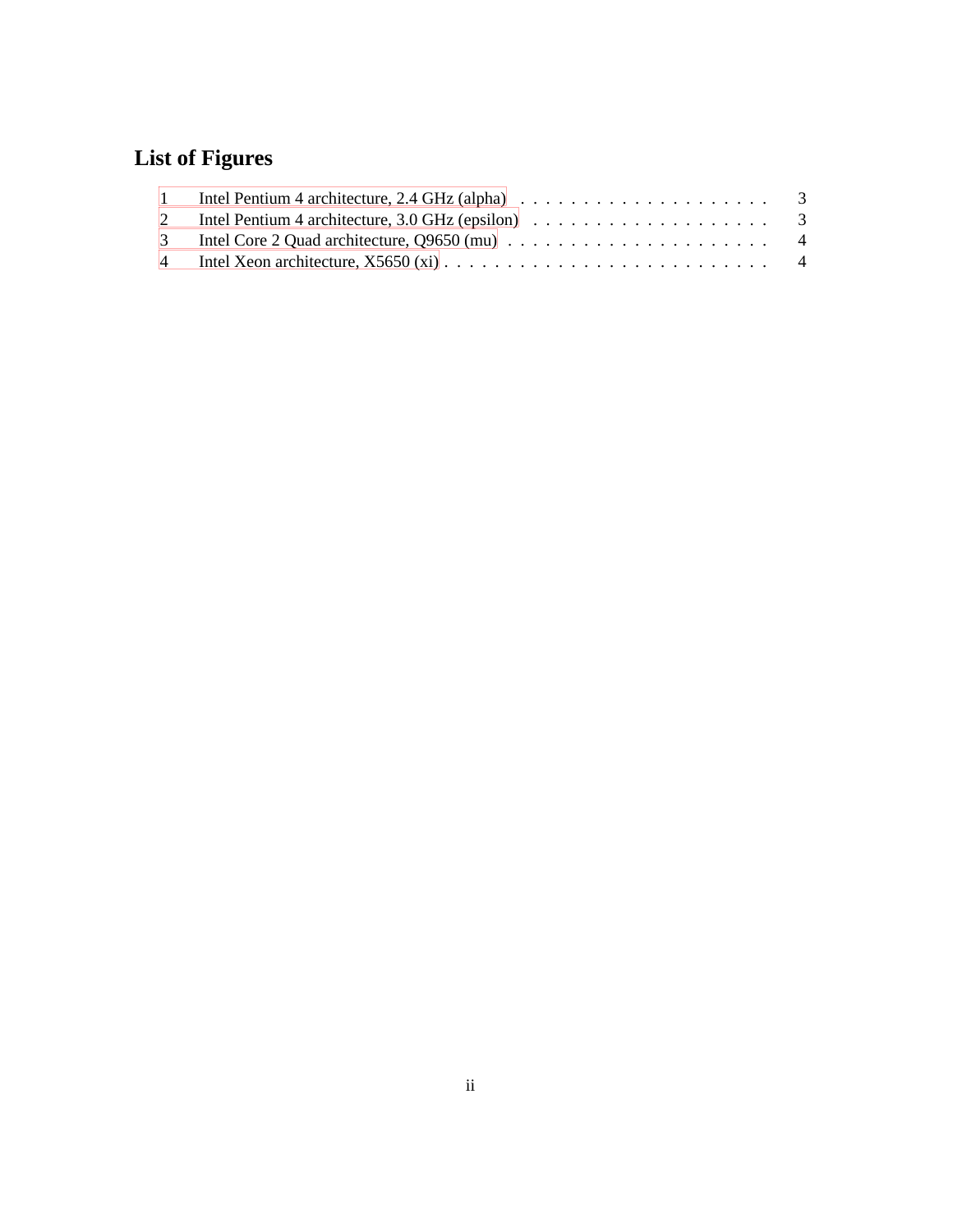# List of Figures

1 Intel Pentium 4 architecture, 2.4 GHz (alpha) . . . . . . . . . . . . . . . . . . . . 3
2 Intel Pentium 4 architecture, 3.0 GHz (epsilon) . . . . . . . . . . . . . . . . . . . 3
3 Intel Core 2 Quad architecture, Q9650 (mu) . . . . . . . . . . . . . . . . . . . . . 4
4 Intel Xeon architecture, X5650 (xi) . . . . . . . . . . . . . . . . . . . . . . . . . 4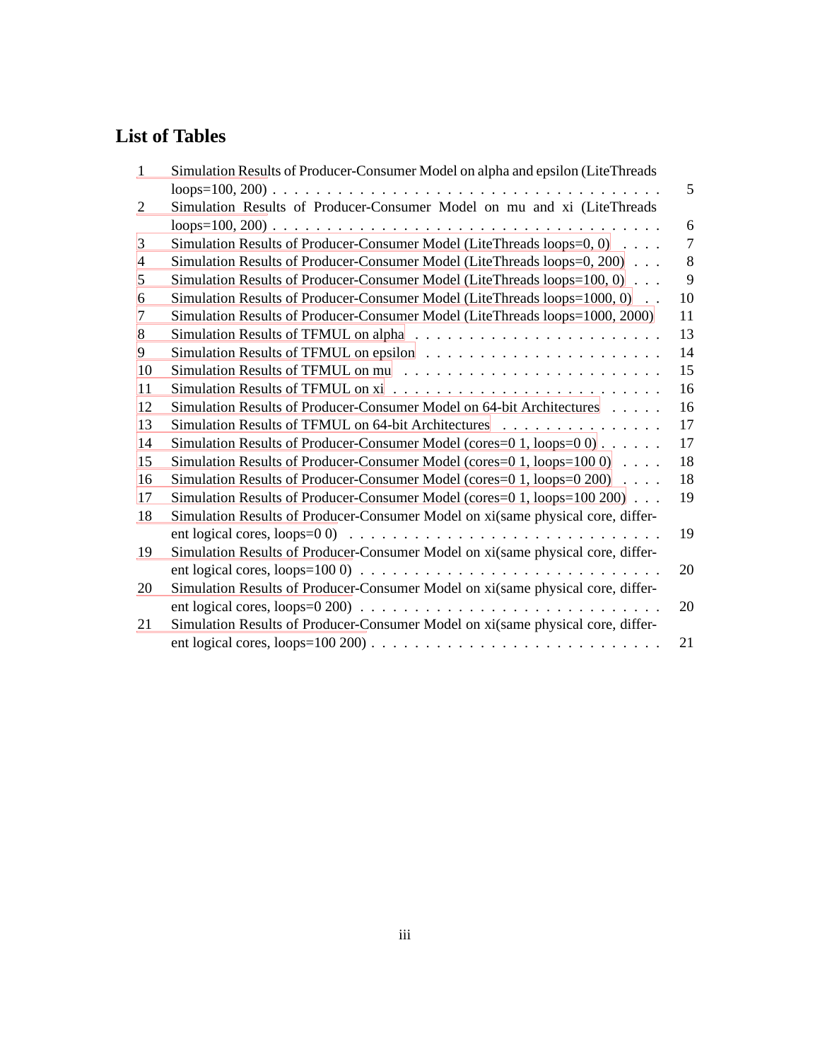# List of Tables

1 Simulation Results of Producer-Consumer Model on alpha and epsilon (LiteThreads loops=100, 200) . . . . . 5
2 Simulation Results of Producer-Consumer Model on mu and xi (LiteThreads loops=100, 200) . . . . . 6
3 Simulation Results of Producer-Consumer Model (LiteThreads loops=0, 0) . . . . 7
4 Simulation Results of Producer-Consumer Model (LiteThreads loops=0, 200) . . . 8
5 Simulation Results of Producer-Consumer Model (LiteThreads loops=100, 0) . . . 9
6 Simulation Results of Producer-Consumer Model (LiteThreads loops=1000, 0) . . 10
7 Simulation Results of Producer-Consumer Model (LiteThreads loops=1000, 2000) 11
8 Simulation Results of TFMUL on alpha . . . . . 13
9 Simulation Results of TFMUL on epsilon . . . . . 14
10 Simulation Results of TFMUL on mu . . . . . 15
11 Simulation Results of TFMUL on xi . . . . . 16
12 Simulation Results of Producer-Consumer Model on 64-bit Architectures . . . . . 16
13 Simulation Results of TFMUL on 64-bit Architectures . . . . . 17
14 Simulation Results of Producer-Consumer Model (cores=0 1, loops=0 0) . . . . . . 17
15 Simulation Results of Producer-Consumer Model (cores=0 1, loops=100 0) . . . . 18
16 Simulation Results of Producer-Consumer Model (cores=0 1, loops=0 200) . . . . 18
17 Simulation Results of Producer-Consumer Model (cores=0 1, loops=100 200) . . . 19
18 Simulation Results of Producer-Consumer Model on xi(same physical core, different logical cores, loops=0 0) . . . . . 19
19 Simulation Results of Producer-Consumer Model on xi(same physical core, different logical cores, loops=100 0) . . . . . 20
20 Simulation Results of Producer-Consumer Model on xi(same physical core, different logical cores, loops=0 200) . . . . . 20
21 Simulation Results of Producer-Consumer Model on xi(same physical core, different logical cores, loops=100 200) . . . . . 21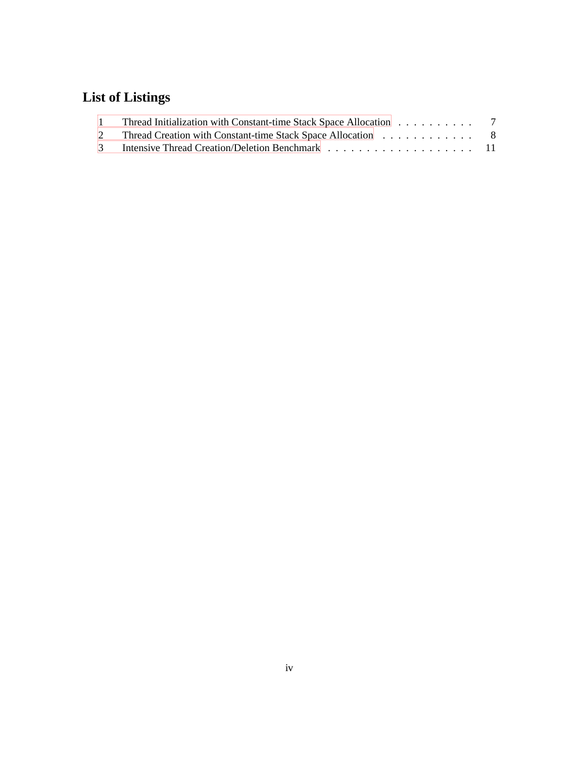# List of Listings

1 Thread Initialization with Constant-time Stack Space Allocation . . . . . . . . . . 7
2 Thread Creation with Constant-time Stack Space Allocation . . . . . . . . . . . . 8
3 Intensive Thread Creation/Deletion Benchmark . . . . . . . . . . . . . . . . . . . . 11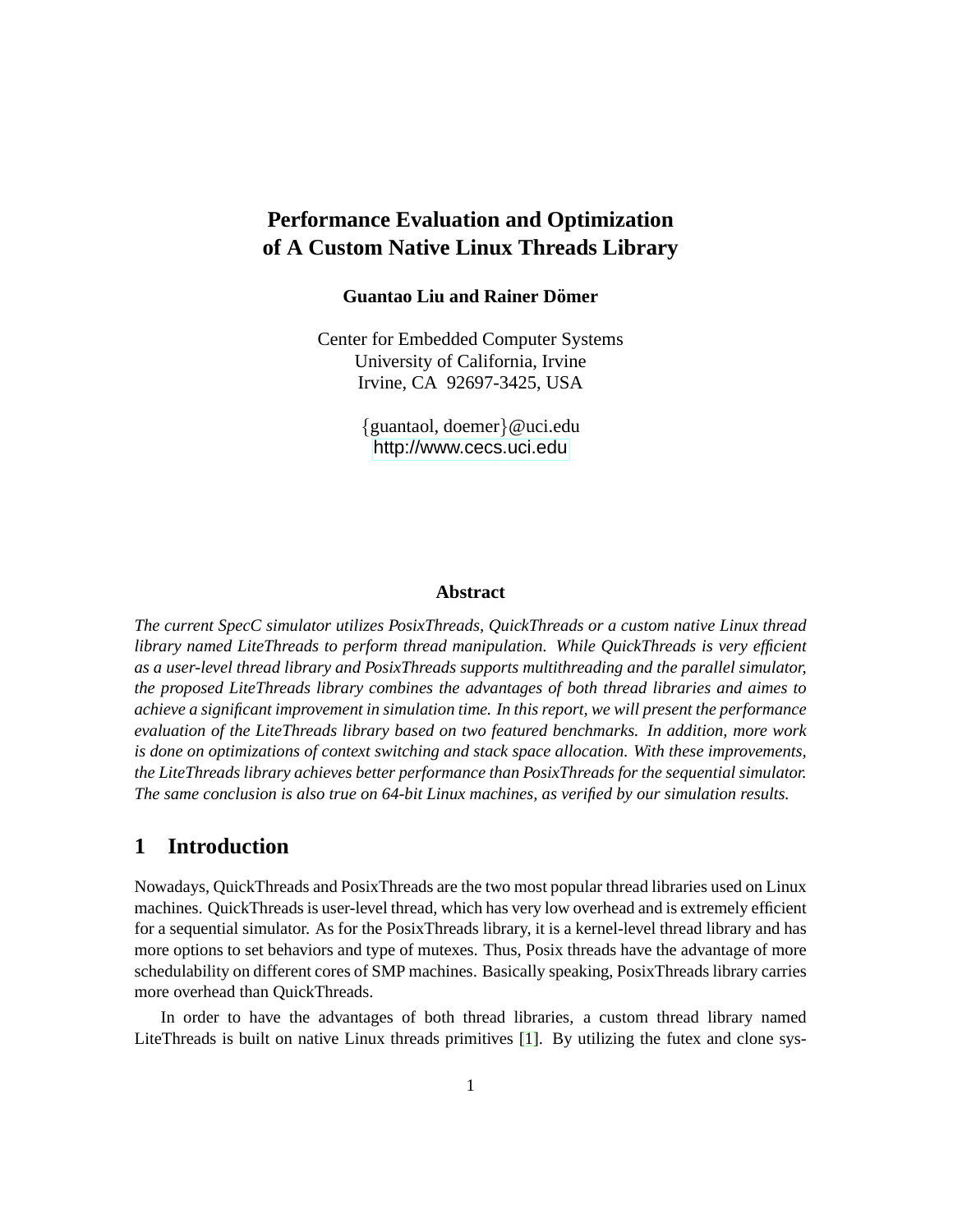# Performance Evaluation and Optimization of A Custom Native Linux Threads Library

**Guantao Liu and Rainer Dömer**

Center for Embedded Computer Systems
University of California, Irvine
Irvine, CA 92697-3425, USA

{guantaol, doemer}@uci.edu
http://www.cecs.uci.edu

## Abstract

*The current SpecC simulator utilizes PosixThreads, QuickThreads or a custom native Linux thread library named LiteThreads to perform thread manipulation. While QuickThreads is very efficient as a user-level thread library and PosixThreads supports multithreading and the parallel simulator, the proposed LiteThreads library combines the advantages of both thread libraries and aimes to achieve a significant improvement in simulation time. In this report, we will present the performance evaluation of the LiteThreads library based on two featured benchmarks. In addition, more work is done on optimizations of context switching and stack space allocation. With these improvements, the LiteThreads library achieves better performance than PosixThreads for the sequential simulator. The same conclusion is also true on 64-bit Linux machines, as verified by our simulation results.*

## 1 Introduction

Nowadays, QuickThreads and PosixThreads are the two most popular thread libraries used on Linux machines. QuickThreads is user-level thread, which has very low overhead and is extremely efficient for a sequential simulator. As for the PosixThreads library, it is a kernel-level thread library and has more options to set behaviors and type of mutexes. Thus, Posix threads have the advantage of more schedulability on different cores of SMP machines. Basically speaking, PosixThreads library carries more overhead than QuickThreads.

In order to have the advantages of both thread libraries, a custom thread library named LiteThreads is built on native Linux threads primitives [1]. By utilizing the futex and clone sys-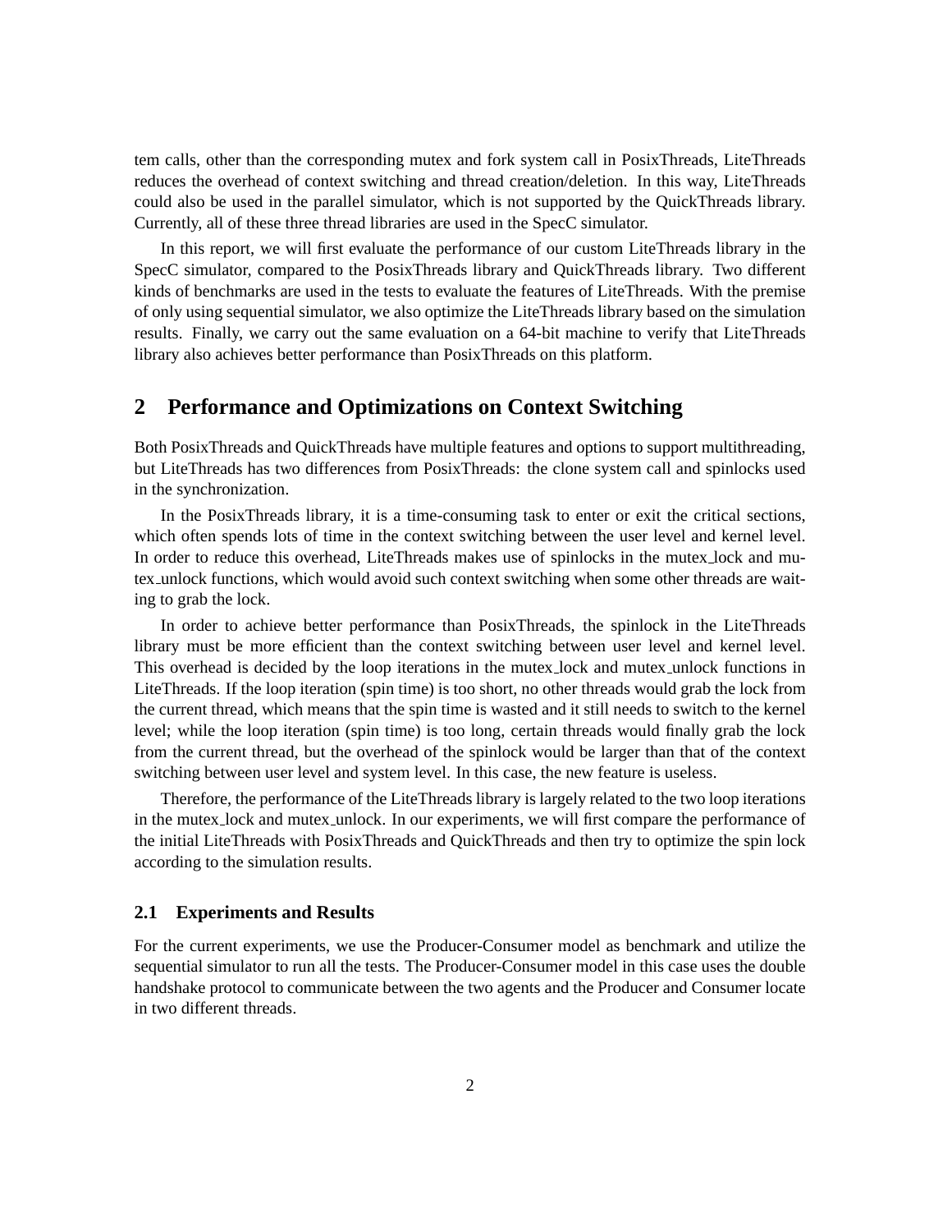tem calls, other than the corresponding mutex and fork system call in PosixThreads, LiteThreads reduces the overhead of context switching and thread creation/deletion. In this way, LiteThreads could also be used in the parallel simulator, which is not supported by the QuickThreads library. Currently, all of these three thread libraries are used in the SpecC simulator.

In this report, we will first evaluate the performance of our custom LiteThreads library in the SpecC simulator, compared to the PosixThreads library and QuickThreads library. Two different kinds of benchmarks are used in the tests to evaluate the features of LiteThreads. With the premise of only using sequential simulator, we also optimize the LiteThreads library based on the simulation results. Finally, we carry out the same evaluation on a 64-bit machine to verify that LiteThreads library also achieves better performance than PosixThreads on this platform.

## 2 Performance and Optimizations on Context Switching

Both PosixThreads and QuickThreads have multiple features and options to support multithreading, but LiteThreads has two differences from PosixThreads: the clone system call and spinlocks used in the synchronization.

In the PosixThreads library, it is a time-consuming task to enter or exit the critical sections, which often spends lots of time in the context switching between the user level and kernel level. In order to reduce this overhead, LiteThreads makes use of spinlocks in the mutex_lock and mutex_unlock functions, which would avoid such context switching when some other threads are waiting to grab the lock.

In order to achieve better performance than PosixThreads, the spinlock in the LiteThreads library must be more efficient than the context switching between user level and kernel level. This overhead is decided by the loop iterations in the mutex_lock and mutex_unlock functions in LiteThreads. If the loop iteration (spin time) is too short, no other threads would grab the lock from the current thread, which means that the spin time is wasted and it still needs to switch to the kernel level; while the loop iteration (spin time) is too long, certain threads would finally grab the lock from the current thread, but the overhead of the spinlock would be larger than that of the context switching between user level and system level. In this case, the new feature is useless.

Therefore, the performance of the LiteThreads library is largely related to the two loop iterations in the mutex_lock and mutex_unlock. In our experiments, we will first compare the performance of the initial LiteThreads with PosixThreads and QuickThreads and then try to optimize the spin lock according to the simulation results.

### 2.1 Experiments and Results

For the current experiments, we use the Producer-Consumer model as benchmark and utilize the sequential simulator to run all the tests. The Producer-Consumer model in this case uses the double handshake protocol to communicate between the two agents and the Producer and Consumer locate in two different threads.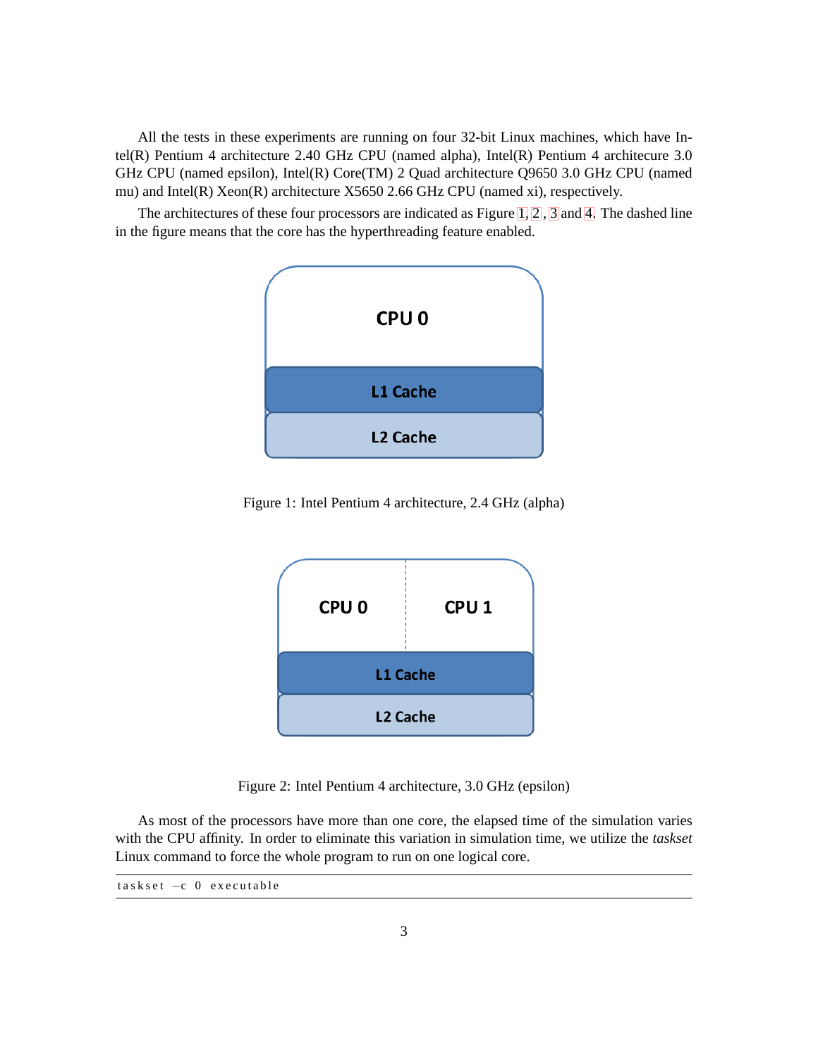All the tests in these experiments are running on four 32-bit Linux machines, which have Intel(R) Pentium 4 architecture 2.40 GHz CPU (named alpha), Intel(R) Pentium 4 architecture 3.0 GHz CPU (named epsilon), Intel(R) Core(TM) 2 Quad architecture Q9650 3.0 GHz CPU (named mu) and Intel(R) Xeon(R) architecture X5650 2.66 GHz CPU (named xi), respectively.

The architectures of these four processors are indicated as Figure 1, 2 , 3 and 4. The dashed line in the figure means that the core has the hyperthreading feature enabled.

Figure 1: Intel Pentium 4 architecture, 2.4 GHz (alpha)

Figure 2: Intel Pentium 4 architecture, 3.0 GHz (epsilon)

As most of the processors have more than one core, the elapsed time of the simulation varies with the CPU affinity. In order to eliminate this variation in simulation time, we utilize the *taskset* Linux command to force the whole program to run on one logical core.

```
taskset -c 0 executable
```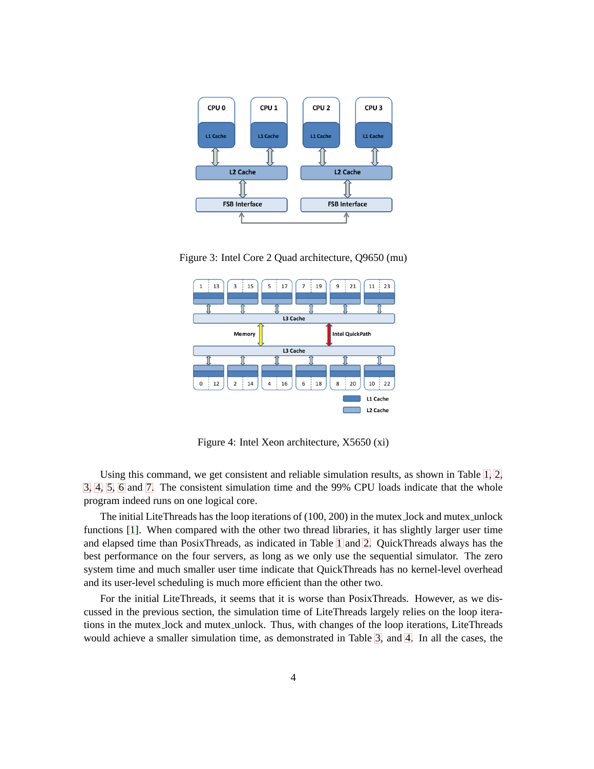Figure 3: Intel Core 2 Quad architecture, Q9650 (mu)

Figure 4: Intel Xeon architecture, X5650 (xi)

Using this command, we get consistent and reliable simulation results, as shown in Table 1, 2, 3, 4, 5, 6 and 7. The consistent simulation time and the 99% CPU loads indicate that the whole program indeed runs on one logical core.

The initial LiteThreads has the loop iterations of (100, 200) in the mutex_lock and mutex_unlock functions [1]. When compared with the other two thread libraries, it has slightly larger user time and elapsed time than PosixThreads, as indicated in Table 1 and 2. QuickThreads always has the best performance on the four servers, as long as we only use the sequential simulator. The zero system time and much smaller user time indicate that QuickThreads has no kernel-level overhead and its user-level scheduling is much more efficient than the other two.

For the initial LiteThreads, it seems that it is worse than PosixThreads. However, as we discussed in the previous section, the simulation time of LiteThreads largely relies on the loop iterations in the mutex_lock and mutex_unlock. Thus, with changes of the loop iterations, LiteThreads would achieve a smaller simulation time, as demonstrated in Table 3, and 4. In all the cases, the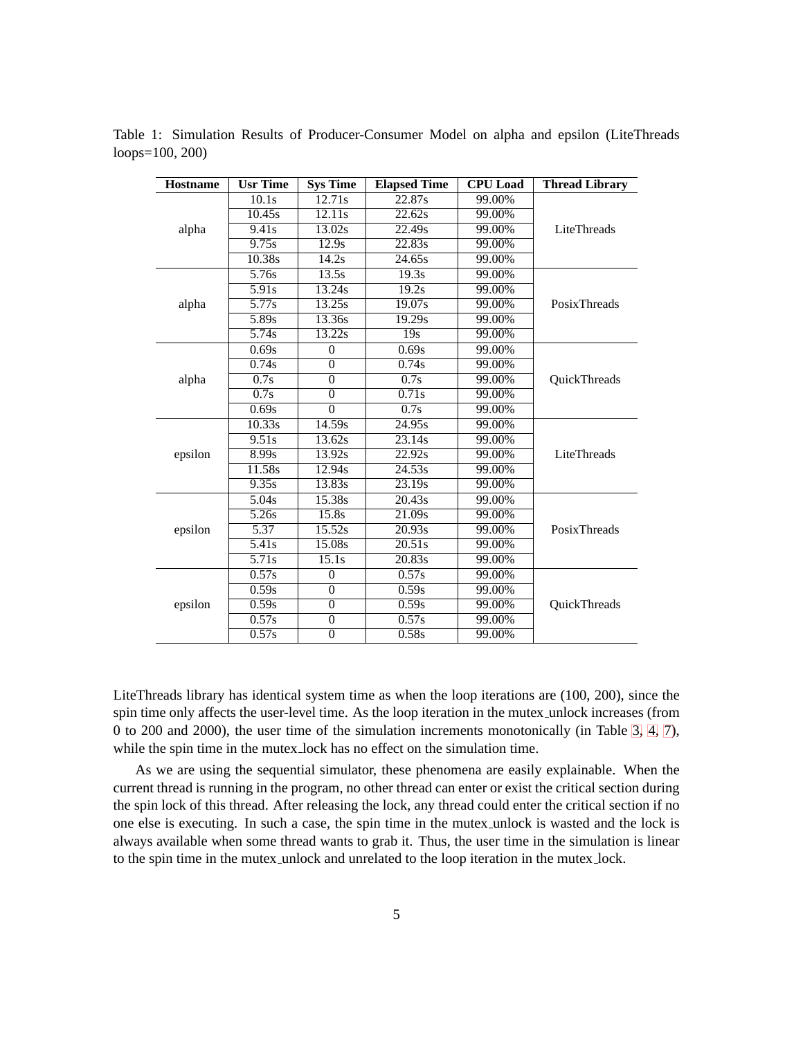Table 1: Simulation Results of Producer-Consumer Model on alpha and epsilon (LiteThreads loops=100, 200)

| Hostname | Usr Time | Sys Time | Elapsed Time | CPU Load | Thread Library |
|---|---|---|---|---|---|
| alpha | 10.1s | 12.71s | 22.87s | 99.00% | LiteThreads |
| | 10.45s | 12.11s | 22.62s | 99.00% | |
| | 9.41s | 13.02s | 22.49s | 99.00% | |
| | 9.75s | 12.9s | 22.83s | 99.00% | |
| | 10.38s | 14.2s | 24.65s | 99.00% | |
| alpha | 5.76s | 13.5s | 19.3s | 99.00% | PosixThreads |
| | 5.91s | 13.24s | 19.2s | 99.00% | |
| | 5.77s | 13.25s | 19.07s | 99.00% | |
| | 5.89s | 13.36s | 19.29s | 99.00% | |
| | 5.74s | 13.22s | 19s | 99.00% | |
| alpha | 0.69s | 0 | 0.69s | 99.00% | QuickThreads |
| | 0.74s | 0 | 0.74s | 99.00% | |
| | 0.7s | 0 | 0.7s | 99.00% | |
| | 0.7s | 0 | 0.71s | 99.00% | |
| | 0.69s | 0 | 0.7s | 99.00% | |
| epsilon | 10.33s | 14.59s | 24.95s | 99.00% | LiteThreads |
| | 9.51s | 13.62s | 23.14s | 99.00% | |
| | 8.99s | 13.92s | 22.92s | 99.00% | |
| | 11.58s | 12.94s | 24.53s | 99.00% | |
| | 9.35s | 13.83s | 23.19s | 99.00% | |
| epsilon | 5.04s | 15.38s | 20.43s | 99.00% | PosixThreads |
| | 5.26s | 15.8s | 21.09s | 99.00% | |
| | 5.37 | 15.52s | 20.93s | 99.00% | |
| | 5.41s | 15.08s | 20.51s | 99.00% | |
| | 5.71s | 15.1s | 20.83s | 99.00% | |
| epsilon | 0.57s | 0 | 0.57s | 99.00% | QuickThreads |
| | 0.59s | 0 | 0.59s | 99.00% | |
| | 0.59s | 0 | 0.59s | 99.00% | |
| | 0.57s | 0 | 0.57s | 99.00% | |
| | 0.57s | 0 | 0.58s | 99.00% | |

LiteThreads library has identical system time as when the loop iterations are (100, 200), since the spin time only affects the user-level time. As the loop iteration in the mutex_unlock increases (from 0 to 200 and 2000), the user time of the simulation increments monotonically (in Table 3, 4, 7), while the spin time in the mutex_lock has no effect on the simulation time.

As we are using the sequential simulator, these phenomena are easily explainable. When the current thread is running in the program, no other thread can enter or exist the critical section during the spin lock of this thread. After releasing the lock, any thread could enter the critical section if no one else is executing. In such a case, the spin time in the mutex_unlock is wasted and the lock is always available when some thread wants to grab it. Thus, the user time in the simulation is linear to the spin time in the mutex_unlock and unrelated to the loop iteration in the mutex_lock.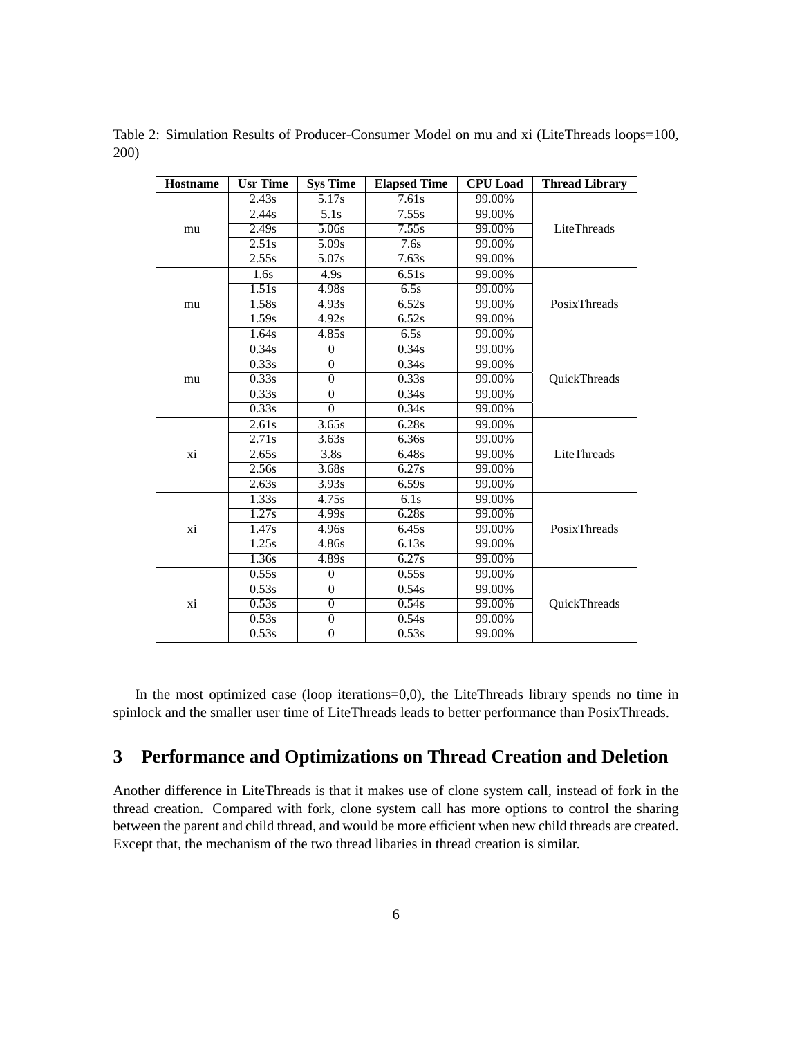Table 2: Simulation Results of Producer-Consumer Model on mu and xi (LiteThreads loops=100, 200)

| Hostname | Usr Time | Sys Time | Elapsed Time | CPU Load | Thread Library |
|---|---|---|---|---|---|
| mu | 2.43s | 5.17s | 7.61s | 99.00% | LiteThreads |
| | 2.44s | 5.1s | 7.55s | 99.00% | |
| | 2.49s | 5.06s | 7.55s | 99.00% | |
| | 2.51s | 5.09s | 7.6s | 99.00% | |
| | 2.55s | 5.07s | 7.63s | 99.00% | |
| mu | 1.6s | 4.9s | 6.51s | 99.00% | PosixThreads |
| | 1.51s | 4.98s | 6.5s | 99.00% | |
| | 1.58s | 4.93s | 6.52s | 99.00% | |
| | 1.59s | 4.92s | 6.52s | 99.00% | |
| | 1.64s | 4.85s | 6.5s | 99.00% | |
| mu | 0.34s | 0 | 0.34s | 99.00% | QuickThreads |
| | 0.33s | 0 | 0.34s | 99.00% | |
| | 0.33s | 0 | 0.33s | 99.00% | |
| | 0.33s | 0 | 0.34s | 99.00% | |
| | 0.33s | 0 | 0.34s | 99.00% | |
| xi | 2.61s | 3.65s | 6.28s | 99.00% | LiteThreads |
| | 2.71s | 3.63s | 6.36s | 99.00% | |
| | 2.65s | 3.8s | 6.48s | 99.00% | |
| | 2.56s | 3.68s | 6.27s | 99.00% | |
| | 2.63s | 3.93s | 6.59s | 99.00% | |
| xi | 1.33s | 4.75s | 6.1s | 99.00% | PosixThreads |
| | 1.27s | 4.99s | 6.28s | 99.00% | |
| | 1.47s | 4.96s | 6.45s | 99.00% | |
| | 1.25s | 4.86s | 6.13s | 99.00% | |
| | 1.36s | 4.89s | 6.27s | 99.00% | |
| xi | 0.55s | 0 | 0.55s | 99.00% | QuickThreads |
| | 0.53s | 0 | 0.54s | 99.00% | |
| | 0.53s | 0 | 0.54s | 99.00% | |
| | 0.53s | 0 | 0.54s | 99.00% | |
| | 0.53s | 0 | 0.53s | 99.00% | |

In the most optimized case (loop iterations=0,0), the LiteThreads library spends no time in spinlock and the smaller user time of LiteThreads leads to better performance than PosixThreads.

## 3 Performance and Optimizations on Thread Creation and Deletion

Another difference in LiteThreads is that it makes use of clone system call, instead of fork in the thread creation. Compared with fork, clone system call has more options to control the sharing between the parent and child thread, and would be more efficient when new child threads are created. Except that, the mechanism of the two thread libaries in thread creation is similar.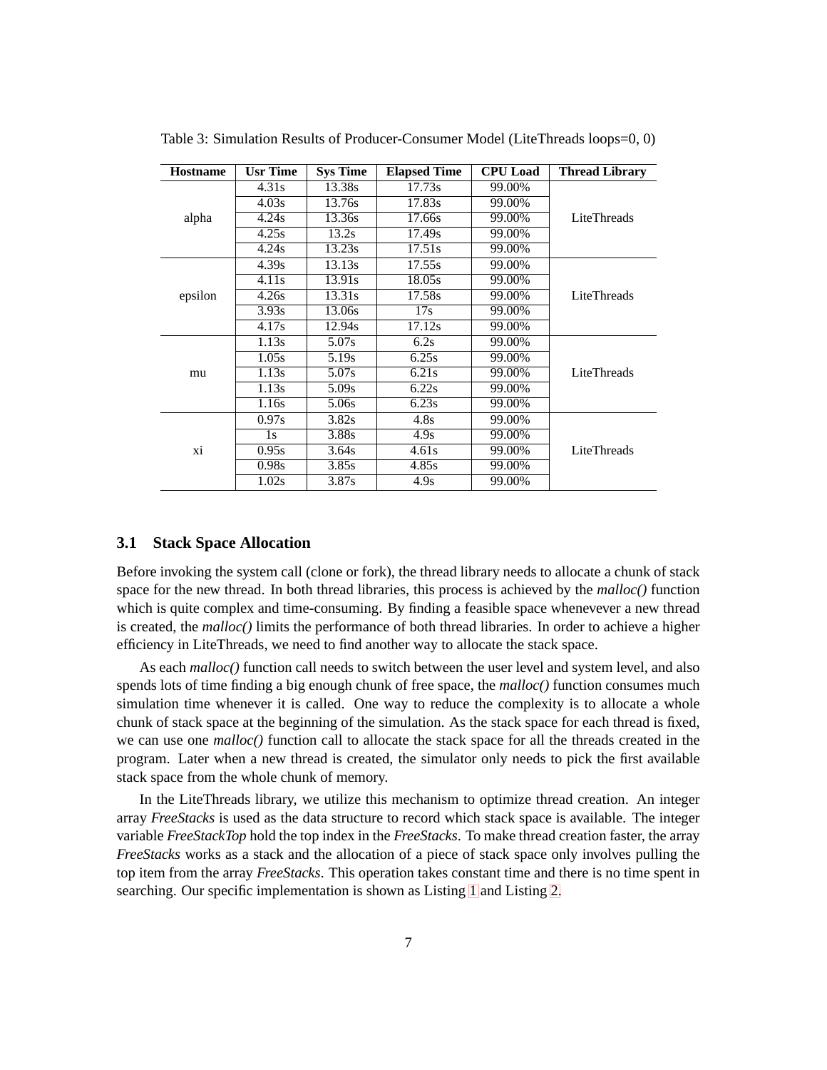Table 3: Simulation Results of Producer-Consumer Model (LiteThreads loops=0, 0)

| Hostname | Usr Time | Sys Time | Elapsed Time | CPU Load | Thread Library |
|---|---|---|---|---|---|
| alpha | 4.31s | 13.38s | 17.73s | 99.00% | LiteThreads |
| | 4.03s | 13.76s | 17.83s | 99.00% | |
| | 4.24s | 13.36s | 17.66s | 99.00% | |
| | 4.25s | 13.2s | 17.49s | 99.00% | |
| | 4.24s | 13.23s | 17.51s | 99.00% | |
| epsilon | 4.39s | 13.13s | 17.55s | 99.00% | LiteThreads |
| | 4.11s | 13.91s | 18.05s | 99.00% | |
| | 4.26s | 13.31s | 17.58s | 99.00% | |
| | 3.93s | 13.06s | 17s | 99.00% | |
| | 4.17s | 12.94s | 17.12s | 99.00% | |
| mu | 1.13s | 5.07s | 6.2s | 99.00% | LiteThreads |
| | 1.05s | 5.19s | 6.25s | 99.00% | |
| | 1.13s | 5.07s | 6.21s | 99.00% | |
| | 1.13s | 5.09s | 6.22s | 99.00% | |
| | 1.16s | 5.06s | 6.23s | 99.00% | |
| xi | 0.97s | 3.82s | 4.8s | 99.00% | LiteThreads |
| | 1s | 3.88s | 4.9s | 99.00% | |
| | 0.95s | 3.64s | 4.61s | 99.00% | |
| | 0.98s | 3.85s | 4.85s | 99.00% | |
| | 1.02s | 3.87s | 4.9s | 99.00% | |

### 3.1 Stack Space Allocation

Before invoking the system call (clone or fork), the thread library needs to allocate a chunk of stack space for the new thread. In both thread libraries, this process is achieved by the *malloc()* function which is quite complex and time-consuming. By finding a feasible space whenevever a new thread is created, the *malloc()* limits the performance of both thread libraries. In order to achieve a higher efficiency in LiteThreads, we need to find another way to allocate the stack space.

As each *malloc()* function call needs to switch between the user level and system level, and also spends lots of time finding a big enough chunk of free space, the *malloc()* function consumes much simulation time whenever it is called. One way to reduce the complexity is to allocate a whole chunk of stack space at the beginning of the simulation. As the stack space for each thread is fixed, we can use one *malloc()* function call to allocate the stack space for all the threads created in the program. Later when a new thread is created, the simulator only needs to pick the first available stack space from the whole chunk of memory.

In the LiteThreads library, we utilize this mechanism to optimize thread creation. An integer array *FreeStacks* is used as the data structure to record which stack space is available. The integer variable *FreeStackTop* hold the top index in the *FreeStacks*. To make thread creation faster, the array *FreeStacks* works as a stack and the allocation of a piece of stack space only involves pulling the top item from the array *FreeStacks*. This operation takes constant time and there is no time spent in searching. Our specific implementation is shown as Listing 1 and Listing 2.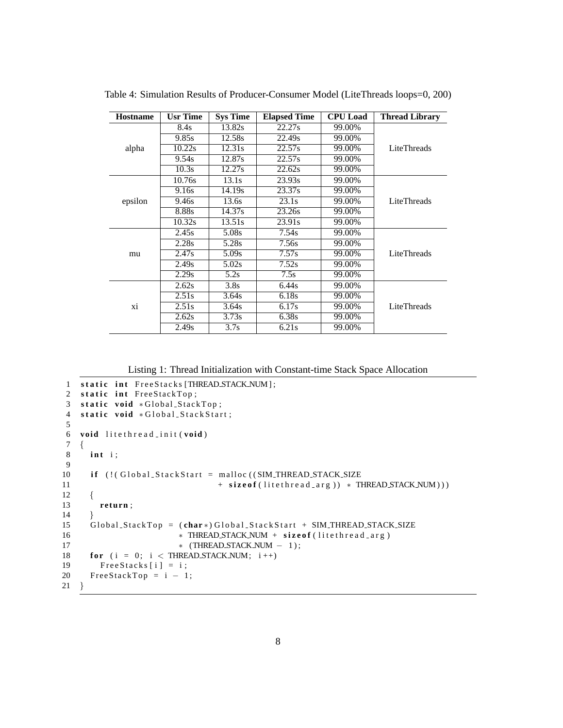Table 4: Simulation Results of Producer-Consumer Model (LiteThreads loops=0, 200)

| Hostname | Usr Time | Sys Time | Elapsed Time | CPU Load | Thread Library |
|---|---|---|---|---|---|
| alpha | 8.4s | 13.82s | 22.27s | 99.00% | LiteThreads |
| | 9.85s | 12.58s | 22.49s | 99.00% | |
| | 10.22s | 12.31s | 22.57s | 99.00% | |
| | 9.54s | 12.87s | 22.57s | 99.00% | |
| | 10.3s | 12.27s | 22.62s | 99.00% | |
| epsilon | 10.76s | 13.1s | 23.93s | 99.00% | LiteThreads |
| | 9.16s | 14.19s | 23.37s | 99.00% | |
| | 9.46s | 13.6s | 23.1s | 99.00% | |
| | 8.88s | 14.37s | 23.26s | 99.00% | |
| | 10.32s | 13.51s | 23.91s | 99.00% | |
| mu | 2.45s | 5.08s | 7.54s | 99.00% | LiteThreads |
| | 2.28s | 5.28s | 7.56s | 99.00% | |
| | 2.47s | 5.09s | 7.57s | 99.00% | |
| | 2.49s | 5.02s | 7.52s | 99.00% | |
| | 2.29s | 5.2s | 7.5s | 99.00% | |
| xi | 2.62s | 3.8s | 6.44s | 99.00% | LiteThreads |
| | 2.51s | 3.64s | 6.18s | 99.00% | |
| | 2.51s | 3.64s | 6.17s | 99.00% | |
| | 2.62s | 3.73s | 6.38s | 99.00% | |
| | 2.49s | 3.7s | 6.21s | 99.00% | |

Listing 1: Thread Initialization with Constant-time Stack Space Allocation

```
1  static int FreeStacks[THREAD_STACK_NUM];
2  static int FreeStackTop;
3  static void *Global_StackTop;
4  static void *Global_StackStart;
5
6  void litethread_init(void)
7  {
8    int i;
9
10   if (!(Global_StackStart = malloc((SIM_THREAD_STACK_SIZE
11                           + sizeof(litethread_arg)) * THREAD_STACK_NUM)))
12   {
13     return;
14   }
15   Global_StackTop = (char*)Global_StackStart + SIM_THREAD_STACK_SIZE
16                     * THREAD_STACK_NUM + sizeof(litethread_arg)
17                     * (THREAD_STACK_NUM - 1);
18   for (i = 0; i < THREAD_STACK_NUM; i++)
19     FreeStacks[i] = i;
20   FreeStackTop = i - 1;
21 }
```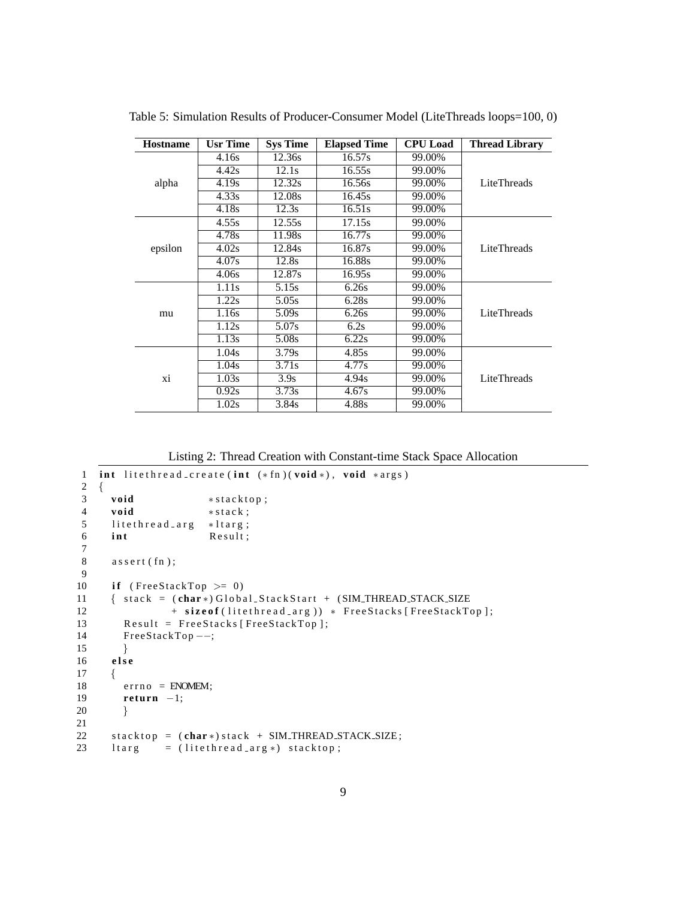Table 5: Simulation Results of Producer-Consumer Model (LiteThreads loops=100, 0)

| Hostname | Usr Time | Sys Time | Elapsed Time | CPU Load | Thread Library |
|---|---|---|---|---|---|
| alpha | 4.16s | 12.36s | 16.57s | 99.00% | LiteThreads |
| | 4.42s | 12.1s | 16.55s | 99.00% | |
| | 4.19s | 12.32s | 16.56s | 99.00% | |
| | 4.33s | 12.08s | 16.45s | 99.00% | |
| | 4.18s | 12.3s | 16.51s | 99.00% | |
| epsilon | 4.55s | 12.55s | 17.15s | 99.00% | LiteThreads |
| | 4.78s | 11.98s | 16.77s | 99.00% | |
| | 4.02s | 12.84s | 16.87s | 99.00% | |
| | 4.07s | 12.8s | 16.88s | 99.00% | |
| | 4.06s | 12.87s | 16.95s | 99.00% | |
| mu | 1.11s | 5.15s | 6.26s | 99.00% | LiteThreads |
| | 1.22s | 5.05s | 6.28s | 99.00% | |
| | 1.16s | 5.09s | 6.26s | 99.00% | |
| | 1.12s | 5.07s | 6.2s | 99.00% | |
| | 1.13s | 5.08s | 6.22s | 99.00% | |
| xi | 1.04s | 3.79s | 4.85s | 99.00% | LiteThreads |
| | 1.04s | 3.71s | 4.77s | 99.00% | |
| | 1.03s | 3.9s | 4.94s | 99.00% | |
| | 0.92s | 3.73s | 4.67s | 99.00% | |
| | 1.02s | 3.84s | 4.88s | 99.00% | |

Listing 2: Thread Creation with Constant-time Stack Space Allocation

```
 1 int litethread_create(int (*fn)(void*), void *args)
 2 {
 3   void            *stacktop;
 4   void            *stack;
 5   litethread_arg  *ltarg;
 6   int             Result;
 7
 8   assert(fn);
 9
10   if (FreeStackTop >= 0)
11   { stack = (char*)Global_StackStart + (SIM_THREAD_STACK_SIZE
12           + sizeof(litethread_arg)) * FreeStacks[FreeStackTop];
13     Result = FreeStacks[FreeStackTop];
14     FreeStackTop--;
15     }
16   else
17   {
18     errno = ENOMEM;
19     return -1;
20     }
21
22   stacktop = (char*)stack + SIM_THREAD_STACK_SIZE;
23   ltarg    = (litethread_arg*) stacktop;
```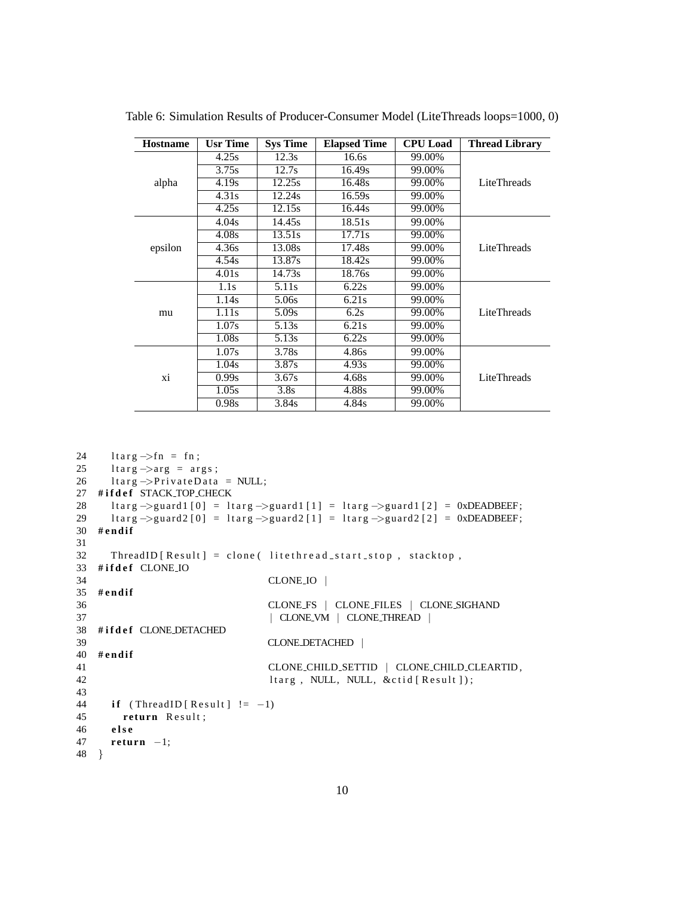Table 6: Simulation Results of Producer-Consumer Model (LiteThreads loops=1000, 0)

| Hostname | Usr Time | Sys Time | Elapsed Time | CPU Load | Thread Library |
|---|---|---|---|---|---|
| alpha | 4.25s | 12.3s | 16.6s | 99.00% | LiteThreads |
| | 3.75s | 12.7s | 16.49s | 99.00% | |
| | 4.19s | 12.25s | 16.48s | 99.00% | |
| | 4.31s | 12.24s | 16.59s | 99.00% | |
| | 4.25s | 12.15s | 16.44s | 99.00% | |
| epsilon | 4.04s | 14.45s | 18.51s | 99.00% | LiteThreads |
| | 4.08s | 13.51s | 17.71s | 99.00% | |
| | 4.36s | 13.08s | 17.48s | 99.00% | |
| | 4.54s | 13.87s | 18.42s | 99.00% | |
| | 4.01s | 14.73s | 18.76s | 99.00% | |
| mu | 1.1s | 5.11s | 6.22s | 99.00% | LiteThreads |
| | 1.14s | 5.06s | 6.21s | 99.00% | |
| | 1.11s | 5.09s | 6.2s | 99.00% | |
| | 1.07s | 5.13s | 6.21s | 99.00% | |
| | 1.08s | 5.13s | 6.22s | 99.00% | |
| xi | 1.07s | 3.78s | 4.86s | 99.00% | LiteThreads |
| | 1.04s | 3.87s | 4.93s | 99.00% | |
| | 0.99s | 3.67s | 4.68s | 99.00% | |
| | 1.05s | 3.8s | 4.88s | 99.00% | |
| | 0.98s | 3.84s | 4.84s | 99.00% | |

```
24     ltarg->fn = fn;
25     ltarg->arg = args;
26     ltarg->PrivateData = NULL;
27  #ifdef STACK_TOP_CHECK
28     ltarg->guard1[0] = ltarg->guard1[1] = ltarg->guard1[2] = 0xDEADBEEF;
29     ltarg->guard2[0] = ltarg->guard2[1] = ltarg->guard2[2] = 0xDEADBEEF;
30  #endif
31
32     ThreadID[Result] = clone( litethread_start_stop, stacktop,
33  #ifdef CLONE_IO
34                                 CLONE_IO |
35  #endif
36                                 CLONE_FS | CLONE_FILES | CLONE_SIGHAND
37                                 | CLONE_VM | CLONE_THREAD |
38  #ifdef CLONE_DETACHED
39                                 CLONE_DETACHED |
40  #endif
41                                 CLONE_CHILD_SETTID | CLONE_CHILD_CLEARTID,
42                                 ltarg, NULL, NULL, &ctid[Result]);
43
44     if (ThreadID[Result] != -1)
45       return Result;
46     else
47     return -1;
48  }
```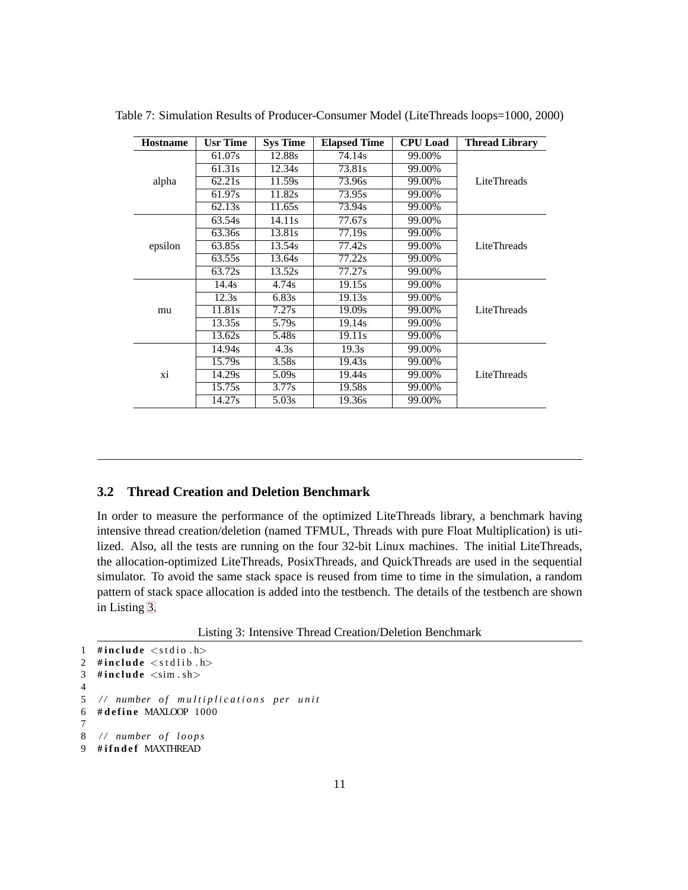Table 7: Simulation Results of Producer-Consumer Model (LiteThreads loops=1000, 2000)

| Hostname | Usr Time | Sys Time | Elapsed Time | CPU Load | Thread Library |
|---|---|---|---|---|---|
| alpha | 61.07s | 12.88s | 74.14s | 99.00% | LiteThreads |
| | 61.31s | 12.34s | 73.81s | 99.00% | |
| | 62.21s | 11.59s | 73.96s | 99.00% | |
| | 61.97s | 11.82s | 73.95s | 99.00% | |
| | 62.13s | 11.65s | 73.94s | 99.00% | |
| epsilon | 63.54s | 14.11s | 77.67s | 99.00% | LiteThreads |
| | 63.36s | 13.81s | 77.19s | 99.00% | |
| | 63.85s | 13.54s | 77.42s | 99.00% | |
| | 63.55s | 13.64s | 77.22s | 99.00% | |
| | 63.72s | 13.52s | 77.27s | 99.00% | |
| mu | 14.4s | 4.74s | 19.15s | 99.00% | LiteThreads |
| | 12.3s | 6.83s | 19.13s | 99.00% | |
| | 11.81s | 7.27s | 19.09s | 99.00% | |
| | 13.35s | 5.79s | 19.14s | 99.00% | |
| | 13.62s | 5.48s | 19.11s | 99.00% | |
| xi | 14.94s | 4.3s | 19.3s | 99.00% | LiteThreads |
| | 15.79s | 3.58s | 19.43s | 99.00% | |
| | 14.29s | 5.09s | 19.44s | 99.00% | |
| | 15.75s | 3.77s | 19.58s | 99.00% | |
| | 14.27s | 5.03s | 19.36s | 99.00% | |

### 3.2 Thread Creation and Deletion Benchmark

In order to measure the performance of the optimized LiteThreads library, a benchmark having intensive thread creation/deletion (named TFMUL, Threads with pure Float Multiplication) is utilized. Also, all the tests are running on the four 32-bit Linux machines. The initial LiteThreads, the allocation-optimized LiteThreads, PosixThreads, and QuickThreads are used in the sequential simulator. To avoid the same stack space is reused from time to time in the simulation, a random pattern of stack space allocation is added into the testbench. The details of the testbench are shown in Listing 3.

Listing 3: Intensive Thread Creation/Deletion Benchmark

```
1  #include <stdio.h>
2  #include <stdlib.h>
3  #include <sim.sh>
4
5  // number of multiplications per unit
6  #define MAXLOOP 1000
7
8  // number of loops
9  #ifndef MAXTHREAD
```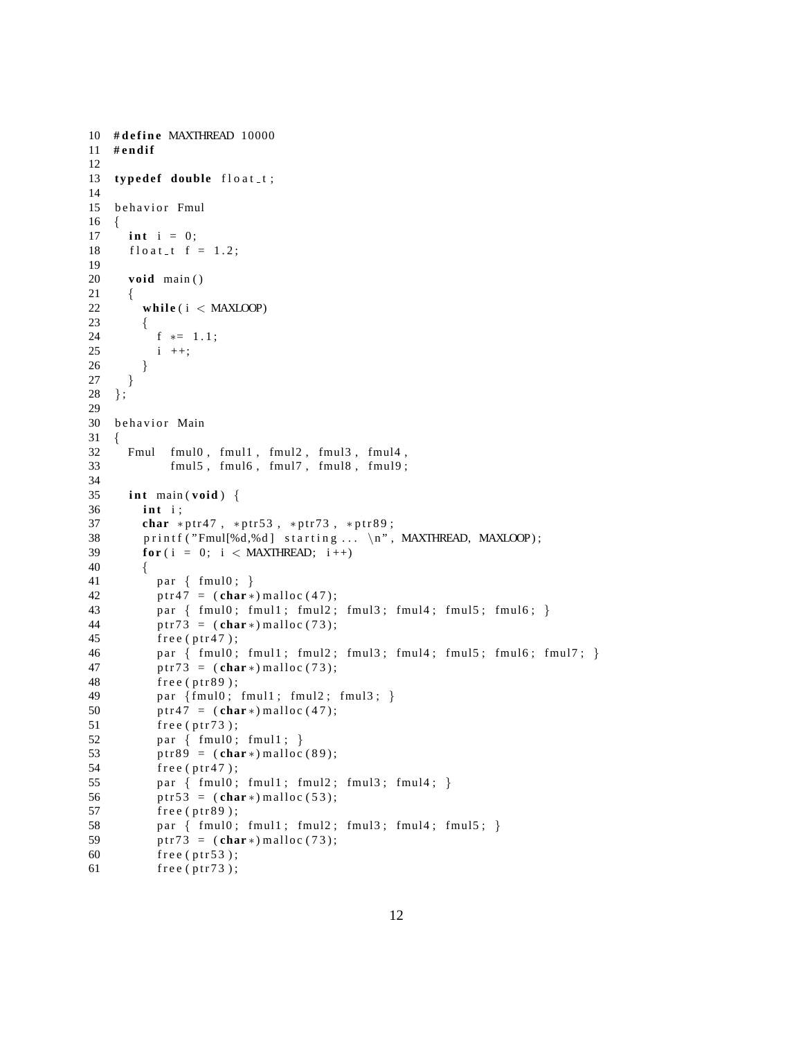```
10  #define MAXTHREAD 10000
11  #endif
12
13  typedef double float_t;
14
15  behavior Fmul
16  {
17    int i = 0;
18    float_t f = 1.2;
19
20    void main()
21    {
22      while(i < MAXLOOP)
23      {
24        f *= 1.1;
25        i ++;
26      }
27    }
28  };
29
30  behavior Main
31  {
32    Fmul  fmul0, fmul1, fmul2, fmul3, fmul4,
33          fmul5, fmul6, fmul7, fmul8, fmul9;
34
35    int main(void) {
36      int i;
37      char *ptr47, *ptr53, *ptr73, *ptr89;
38      printf("Fmul[%d,%d] starting... \n", MAXTHREAD, MAXLOOP);
39      for(i = 0; i < MAXTHREAD; i++)
40      {
41        par { fmul0; }
42        ptr47 = (char*)malloc(47);
43        par { fmul0; fmul1; fmul2; fmul3; fmul4; fmul5; fmul6; }
44        ptr73 = (char*)malloc(73);
45        free(ptr47);
46        par { fmul0; fmul1; fmul2; fmul3; fmul4; fmul5; fmul6; fmul7; }
47        ptr73 = (char*)malloc(73);
48        free(ptr89);
49        par {fmul0; fmul1; fmul2; fmul3; }
50        ptr47 = (char*)malloc(47);
51        free(ptr73);
52        par { fmul0; fmul1; }
53        ptr89 = (char*)malloc(89);
54        free(ptr47);
55        par { fmul0; fmul1; fmul2; fmul3; fmul4; }
56        ptr53 = (char*)malloc(53);
57        free(ptr89);
58        par { fmul0; fmul1; fmul2; fmul3; fmul4; fmul5; }
59        ptr73 = (char*)malloc(73);
60        free(ptr53);
61        free(ptr73);
```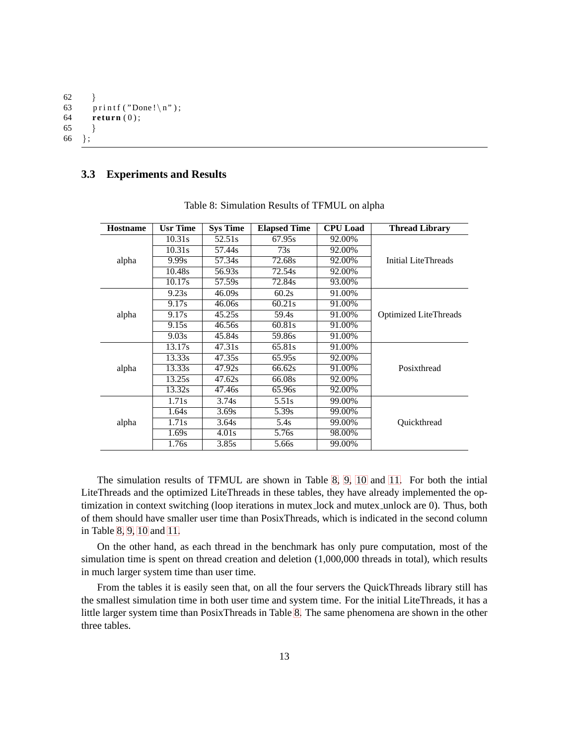```
62      }
63      printf("Done!\n");
64      return(0);
65      }
66  };
```

### 3.3 Experiments and Results

Table 8: Simulation Results of TFMUL on alpha

| Hostname | Usr Time | Sys Time | Elapsed Time | CPU Load | Thread Library |
|---|---|---|---|---|---|
| alpha | 10.31s | 52.51s | 67.95s | 92.00% | Initial LiteThreads |
| | 10.31s | 57.44s | 73s | 92.00% | |
| | 9.99s | 57.34s | 72.68s | 92.00% | |
| | 10.48s | 56.93s | 72.54s | 92.00% | |
| | 10.17s | 57.59s | 72.84s | 93.00% | |
| alpha | 9.23s | 46.09s | 60.2s | 91.00% | Optimized LiteThreads |
| | 9.17s | 46.06s | 60.21s | 91.00% | |
| | 9.17s | 45.25s | 59.4s | 91.00% | |
| | 9.15s | 46.56s | 60.81s | 91.00% | |
| | 9.03s | 45.84s | 59.86s | 91.00% | |
| alpha | 13.17s | 47.31s | 65.81s | 91.00% | Posixthread |
| | 13.33s | 47.35s | 65.95s | 92.00% | |
| | 13.33s | 47.92s | 66.62s | 91.00% | |
| | 13.25s | 47.62s | 66.08s | 92.00% | |
| | 13.32s | 47.46s | 65.96s | 92.00% | |
| alpha | 1.71s | 3.74s | 5.51s | 99.00% | Quickthread |
| | 1.64s | 3.69s | 5.39s | 99.00% | |
| | 1.71s | 3.64s | 5.4s | 99.00% | |
| | 1.69s | 4.01s | 5.76s | 98.00% | |
| | 1.76s | 3.85s | 5.66s | 99.00% | |

The simulation results of TFMUL are shown in Table 8, 9, 10 and 11. For both the intial LiteThreads and the optimized LiteThreads in these tables, they have already implemented the optimization in context switching (loop iterations in mutex_lock and mutex_unlock are 0). Thus, both of them should have smaller user time than PosixThreads, which is indicated in the second column in Table 8, 9, 10 and 11.

On the other hand, as each thread in the benchmark has only pure computation, most of the simulation time is spent on thread creation and deletion (1,000,000 threads in total), which results in much larger system time than user time.

From the tables it is easily seen that, on all the four servers the QuickThreads library still has the smallest simulation time in both user time and system time. For the initial LiteThreads, it has a little larger system time than PosixThreads in Table 8. The same phenomena are shown in the other three tables.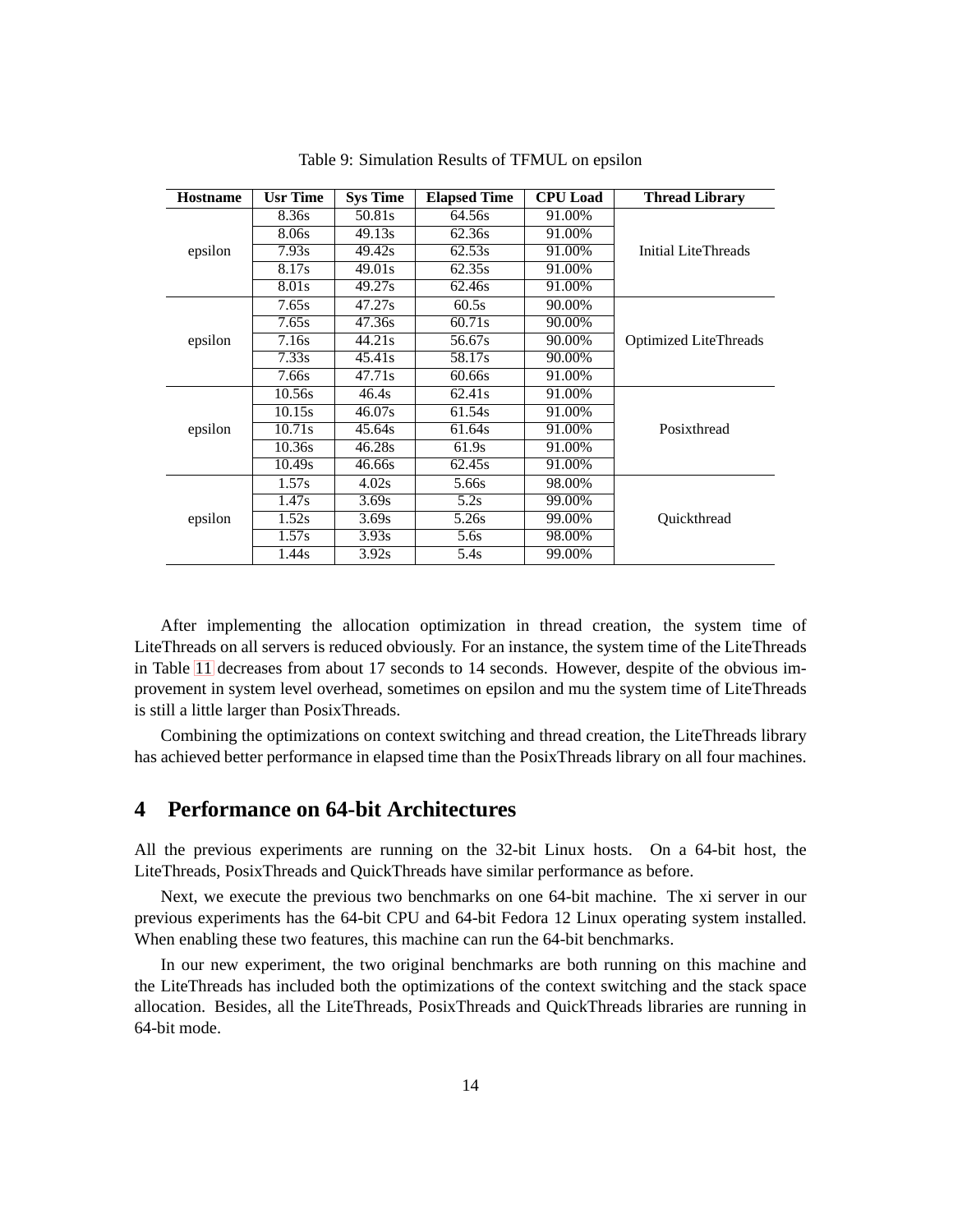Table 9: Simulation Results of TFMUL on epsilon

| Hostname | Usr Time | Sys Time | Elapsed Time | CPU Load | Thread Library |
|---|---|---|---|---|---|
| epsilon | 8.36s | 50.81s | 64.56s | 91.00% | Initial LiteThreads |
| | 8.06s | 49.13s | 62.36s | 91.00% | |
| | 7.93s | 49.42s | 62.53s | 91.00% | |
| | 8.17s | 49.01s | 62.35s | 91.00% | |
| | 8.01s | 49.27s | 62.46s | 91.00% | |
| epsilon | 7.65s | 47.27s | 60.5s | 90.00% | Optimized LiteThreads |
| | 7.65s | 47.36s | 60.71s | 90.00% | |
| | 7.16s | 44.21s | 56.67s | 90.00% | |
| | 7.33s | 45.41s | 58.17s | 90.00% | |
| | 7.66s | 47.71s | 60.66s | 91.00% | |
| epsilon | 10.56s | 46.4s | 62.41s | 91.00% | Posixthread |
| | 10.15s | 46.07s | 61.54s | 91.00% | |
| | 10.71s | 45.64s | 61.64s | 91.00% | |
| | 10.36s | 46.28s | 61.9s | 91.00% | |
| | 10.49s | 46.66s | 62.45s | 91.00% | |
| epsilon | 1.57s | 4.02s | 5.66s | 98.00% | Quickthread |
| | 1.47s | 3.69s | 5.2s | 99.00% | |
| | 1.52s | 3.69s | 5.26s | 99.00% | |
| | 1.57s | 3.93s | 5.6s | 98.00% | |
| | 1.44s | 3.92s | 5.4s | 99.00% | |

After implementing the allocation optimization in thread creation, the system time of LiteThreads on all servers is reduced obviously. For an instance, the system time of the LiteThreads in Table 11 decreases from about 17 seconds to 14 seconds. However, despite of the obvious improvement in system level overhead, sometimes on epsilon and mu the system time of LiteThreads is still a little larger than PosixThreads.

Combining the optimizations on context switching and thread creation, the LiteThreads library has achieved better performance in elapsed time than the PosixThreads library on all four machines.

## 4 Performance on 64-bit Architectures

All the previous experiments are running on the 32-bit Linux hosts. On a 64-bit host, the LiteThreads, PosixThreads and QuickThreads have similar performance as before.

Next, we execute the previous two benchmarks on one 64-bit machine. The xi server in our previous experiments has the 64-bit CPU and 64-bit Fedora 12 Linux operating system installed. When enabling these two features, this machine can run the 64-bit benchmarks.

In our new experiment, the two original benchmarks are both running on this machine and the LiteThreads has included both the optimizations of the context switching and the stack space allocation. Besides, all the LiteThreads, PosixThreads and QuickThreads libraries are running in 64-bit mode.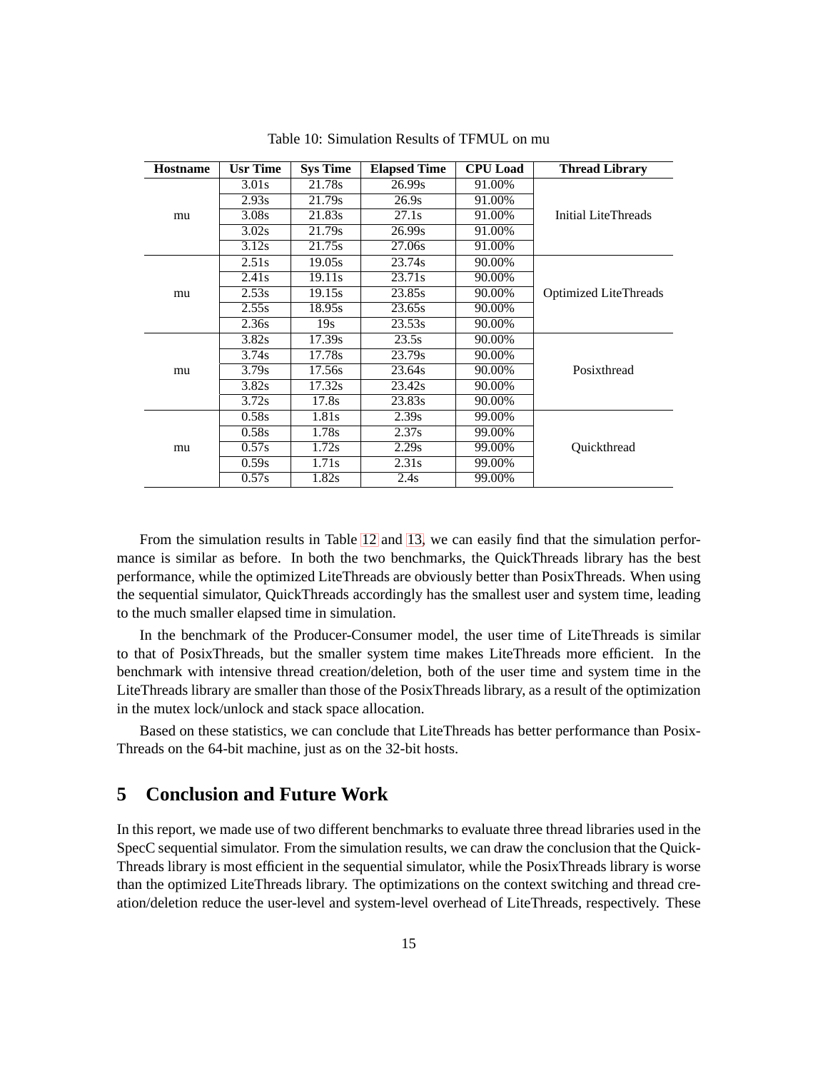Table 10: Simulation Results of TFMUL on mu

| Hostname | Usr Time | Sys Time | Elapsed Time | CPU Load | Thread Library |
|---|---|---|---|---|---|
| mu | 3.01s | 21.78s | 26.99s | 91.00% | Initial LiteThreads |
| | 2.93s | 21.79s | 26.9s | 91.00% | |
| | 3.08s | 21.83s | 27.1s | 91.00% | |
| | 3.02s | 21.79s | 26.99s | 91.00% | |
| | 3.12s | 21.75s | 27.06s | 91.00% | |
| mu | 2.51s | 19.05s | 23.74s | 90.00% | Optimized LiteThreads |
| | 2.41s | 19.11s | 23.71s | 90.00% | |
| | 2.53s | 19.15s | 23.85s | 90.00% | |
| | 2.55s | 18.95s | 23.65s | 90.00% | |
| | 2.36s | 19s | 23.53s | 90.00% | |
| mu | 3.82s | 17.39s | 23.5s | 90.00% | Posixthread |
| | 3.74s | 17.78s | 23.79s | 90.00% | |
| | 3.79s | 17.56s | 23.64s | 90.00% | |
| | 3.82s | 17.32s | 23.42s | 90.00% | |
| | 3.72s | 17.8s | 23.83s | 90.00% | |
| mu | 0.58s | 1.81s | 2.39s | 99.00% | Quickthread |
| | 0.58s | 1.78s | 2.37s | 99.00% | |
| | 0.57s | 1.72s | 2.29s | 99.00% | |
| | 0.59s | 1.71s | 2.31s | 99.00% | |
| | 0.57s | 1.82s | 2.4s | 99.00% | |

From the simulation results in Table 12 and 13, we can easily find that the simulation performance is similar as before. In both the two benchmarks, the QuickThreads library has the best performance, while the optimized LiteThreads are obviously better than PosixThreads. When using the sequential simulator, QuickThreads accordingly has the smallest user and system time, leading to the much smaller elapsed time in simulation.

In the benchmark of the Producer-Consumer model, the user time of LiteThreads is similar to that of PosixThreads, but the smaller system time makes LiteThreads more efficient. In the benchmark with intensive thread creation/deletion, both of the user time and system time in the LiteThreads library are smaller than those of the PosixThreads library, as a result of the optimization in the mutex lock/unlock and stack space allocation.

Based on these statistics, we can conclude that LiteThreads has better performance than PosixThreads on the 64-bit machine, just as on the 32-bit hosts.

# 5 Conclusion and Future Work

In this report, we made use of two different benchmarks to evaluate three thread libraries used in the SpecC sequential simulator. From the simulation results, we can draw the conclusion that the QuickThreads library is most efficient in the sequential simulator, while the PosixThreads library is worse than the optimized LiteThreads library. The optimizations on the context switching and thread creation/deletion reduce the user-level and system-level overhead of LiteThreads, respectively. These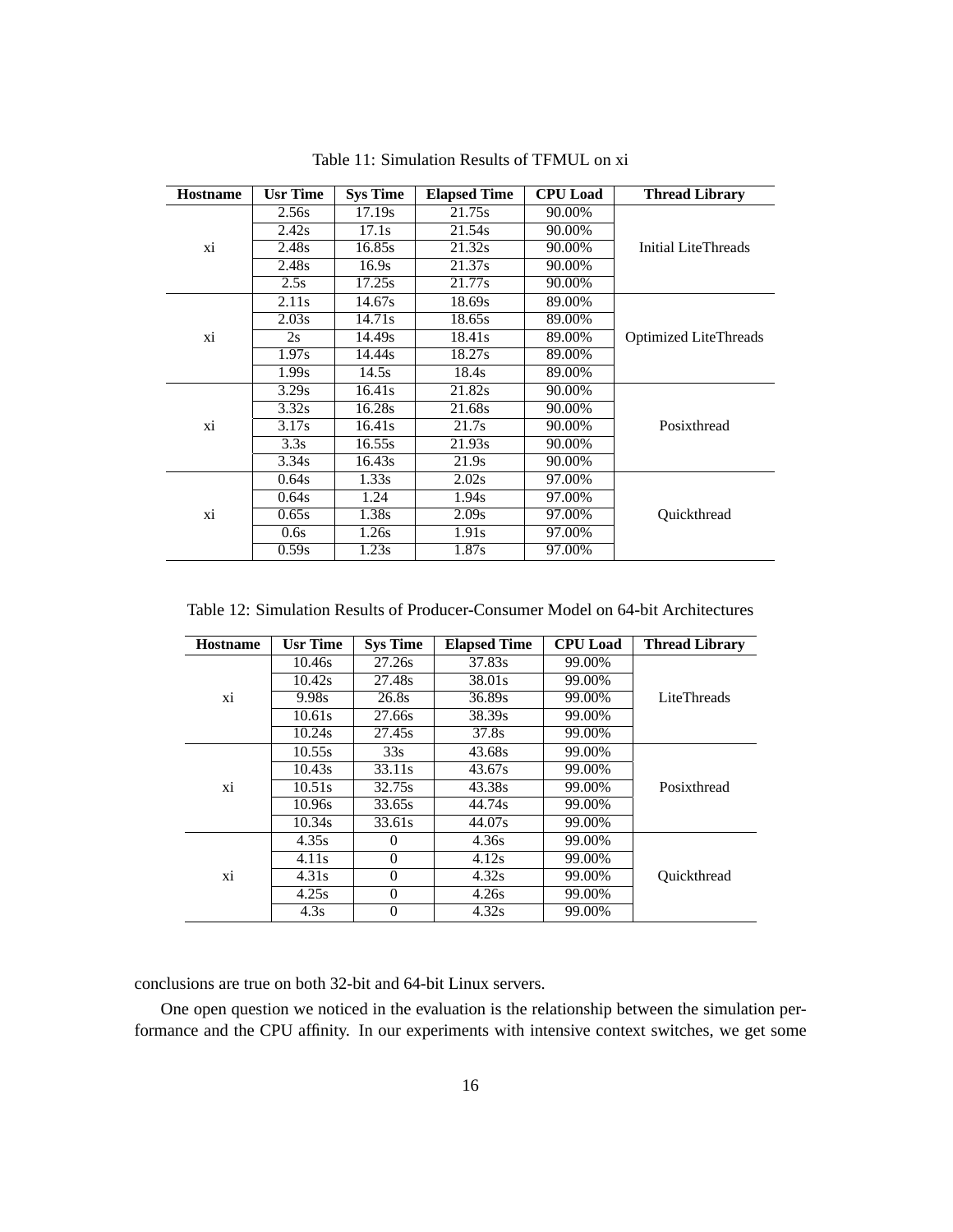Table 11: Simulation Results of TFMUL on xi

| Hostname | Usr Time | Sys Time | Elapsed Time | CPU Load | Thread Library |
|---|---|---|---|---|---|
| xi | 2.56s | 17.19s | 21.75s | 90.00% | Initial LiteThreads |
| | 2.42s | 17.1s | 21.54s | 90.00% | |
| | 2.48s | 16.85s | 21.32s | 90.00% | |
| | 2.48s | 16.9s | 21.37s | 90.00% | |
| | 2.5s | 17.25s | 21.77s | 90.00% | |
| xi | 2.11s | 14.67s | 18.69s | 89.00% | Optimized LiteThreads |
| | 2.03s | 14.71s | 18.65s | 89.00% | |
| | 2s | 14.49s | 18.41s | 89.00% | |
| | 1.97s | 14.44s | 18.27s | 89.00% | |
| | 1.99s | 14.5s | 18.4s | 89.00% | |
| xi | 3.29s | 16.41s | 21.82s | 90.00% | Posixthread |
| | 3.32s | 16.28s | 21.68s | 90.00% | |
| | 3.17s | 16.41s | 21.7s | 90.00% | |
| | 3.3s | 16.55s | 21.93s | 90.00% | |
| | 3.34s | 16.43s | 21.9s | 90.00% | |
| xi | 0.64s | 1.33s | 2.02s | 97.00% | Quickthread |
| | 0.64s | 1.24 | 1.94s | 97.00% | |
| | 0.65s | 1.38s | 2.09s | 97.00% | |
| | 0.6s | 1.26s | 1.91s | 97.00% | |
| | 0.59s | 1.23s | 1.87s | 97.00% | |

Table 12: Simulation Results of Producer-Consumer Model on 64-bit Architectures

| Hostname | Usr Time | Sys Time | Elapsed Time | CPU Load | Thread Library |
|---|---|---|---|---|---|
| xi | 10.46s | 27.26s | 37.83s | 99.00% | LiteThreads |
| | 10.42s | 27.48s | 38.01s | 99.00% | |
| | 9.98s | 26.8s | 36.89s | 99.00% | |
| | 10.61s | 27.66s | 38.39s | 99.00% | |
| | 10.24s | 27.45s | 37.8s | 99.00% | |
| xi | 10.55s | 33s | 43.68s | 99.00% | Posixthread |
| | 10.43s | 33.11s | 43.67s | 99.00% | |
| | 10.51s | 32.75s | 43.38s | 99.00% | |
| | 10.96s | 33.65s | 44.74s | 99.00% | |
| | 10.34s | 33.61s | 44.07s | 99.00% | |
| xi | 4.35s | 0 | 4.36s | 99.00% | Quickthread |
| | 4.11s | 0 | 4.12s | 99.00% | |
| | 4.31s | 0 | 4.32s | 99.00% | |
| | 4.25s | 0 | 4.26s | 99.00% | |
| | 4.3s | 0 | 4.32s | 99.00% | |

conclusions are true on both 32-bit and 64-bit Linux servers.

One open question we noticed in the evaluation is the relationship between the simulation performance and the CPU affinity. In our experiments with intensive context switches, we get some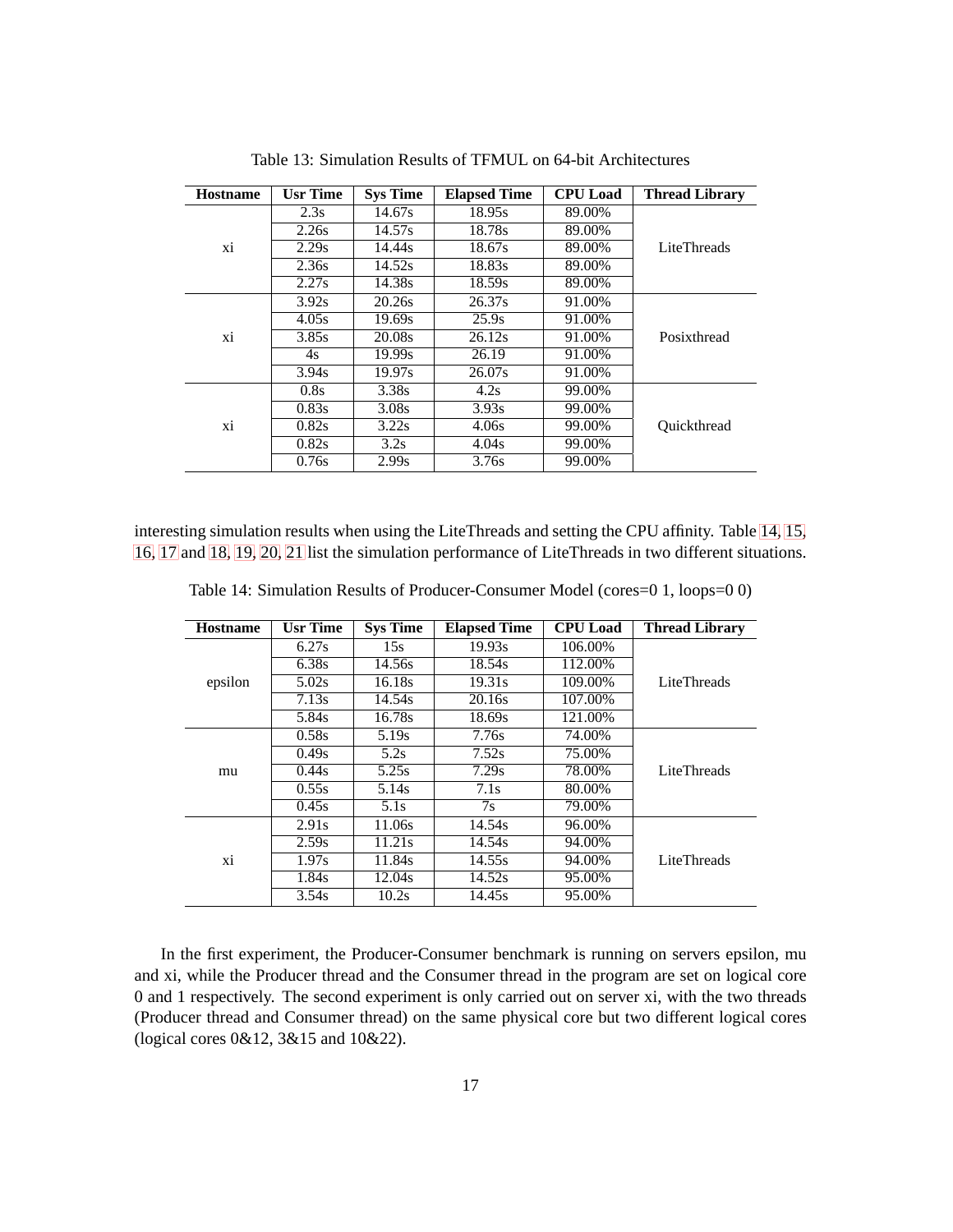Table 13: Simulation Results of TFMUL on 64-bit Architectures

| Hostname | Usr Time | Sys Time | Elapsed Time | CPU Load | Thread Library |
|---|---|---|---|---|---|
| xi | 2.3s | 14.67s | 18.95s | 89.00% | LiteThreads |
| | 2.26s | 14.57s | 18.78s | 89.00% | |
| | 2.29s | 14.44s | 18.67s | 89.00% | |
| | 2.36s | 14.52s | 18.83s | 89.00% | |
| | 2.27s | 14.38s | 18.59s | 89.00% | |
| xi | 3.92s | 20.26s | 26.37s | 91.00% | Posixthread |
| | 4.05s | 19.69s | 25.9s | 91.00% | |
| | 3.85s | 20.08s | 26.12s | 91.00% | |
| | 4s | 19.99s | 26.19 | 91.00% | |
| | 3.94s | 19.97s | 26.07s | 91.00% | |
| xi | 0.8s | 3.38s | 4.2s | 99.00% | Quickthread |
| | 0.83s | 3.08s | 3.93s | 99.00% | |
| | 0.82s | 3.22s | 4.06s | 99.00% | |
| | 0.82s | 3.2s | 4.04s | 99.00% | |
| | 0.76s | 2.99s | 3.76s | 99.00% | |

interesting simulation results when using the LiteThreads and setting the CPU affinity. Table 14, 15, 16, 17 and 18, 19, 20, 21 list the simulation performance of LiteThreads in two different situations.

Table 14: Simulation Results of Producer-Consumer Model (cores=0 1, loops=0 0)

| Hostname | Usr Time | Sys Time | Elapsed Time | CPU Load | Thread Library |
|---|---|---|---|---|---|
| epsilon | 6.27s | 15s | 19.93s | 106.00% | LiteThreads |
| | 6.38s | 14.56s | 18.54s | 112.00% | |
| | 5.02s | 16.18s | 19.31s | 109.00% | |
| | 7.13s | 14.54s | 20.16s | 107.00% | |
| | 5.84s | 16.78s | 18.69s | 121.00% | |
| mu | 0.58s | 5.19s | 7.76s | 74.00% | LiteThreads |
| | 0.49s | 5.2s | 7.52s | 75.00% | |
| | 0.44s | 5.25s | 7.29s | 78.00% | |
| | 0.55s | 5.14s | 7.1s | 80.00% | |
| | 0.45s | 5.1s | 7s | 79.00% | |
| xi | 2.91s | 11.06s | 14.54s | 96.00% | LiteThreads |
| | 2.59s | 11.21s | 14.54s | 94.00% | |
| | 1.97s | 11.84s | 14.55s | 94.00% | |
| | 1.84s | 12.04s | 14.52s | 95.00% | |
| | 3.54s | 10.2s | 14.45s | 95.00% | |

In the first experiment, the Producer-Consumer benchmark is running on servers epsilon, mu and xi, while the Producer thread and the Consumer thread in the program are set on logical core 0 and 1 respectively. The second experiment is only carried out on server xi, with the two threads (Producer thread and Consumer thread) on the same physical core but two different logical cores (logical cores 0&12, 3&15 and 10&22).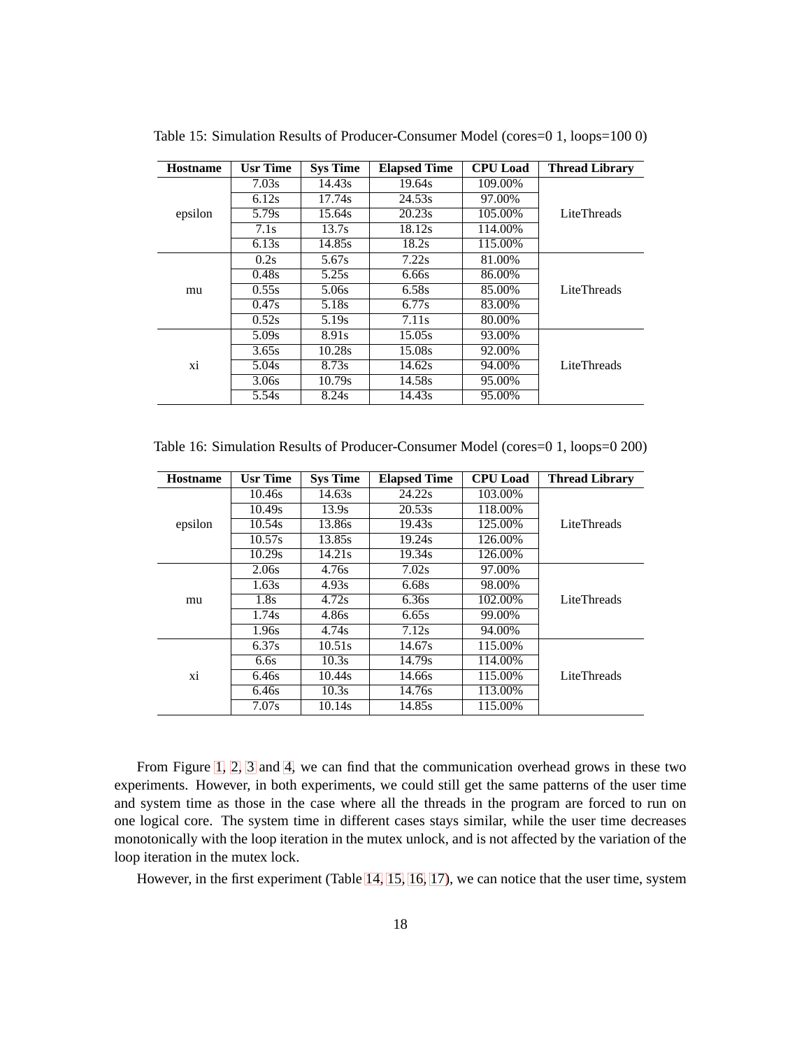Table 15: Simulation Results of Producer-Consumer Model (cores=0 1, loops=100 0)

| Hostname | Usr Time | Sys Time | Elapsed Time | CPU Load | Thread Library |
|---|---|---|---|---|---|
| epsilon | 7.03s | 14.43s | 19.64s | 109.00% | LiteThreads |
| | 6.12s | 17.74s | 24.53s | 97.00% | |
| | 5.79s | 15.64s | 20.23s | 105.00% | |
| | 7.1s | 13.7s | 18.12s | 114.00% | |
| | 6.13s | 14.85s | 18.2s | 115.00% | |
| mu | 0.2s | 5.67s | 7.22s | 81.00% | LiteThreads |
| | 0.48s | 5.25s | 6.66s | 86.00% | |
| | 0.55s | 5.06s | 6.58s | 85.00% | |
| | 0.47s | 5.18s | 6.77s | 83.00% | |
| | 0.52s | 5.19s | 7.11s | 80.00% | |
| xi | 5.09s | 8.91s | 15.05s | 93.00% | LiteThreads |
| | 3.65s | 10.28s | 15.08s | 92.00% | |
| | 5.04s | 8.73s | 14.62s | 94.00% | |
| | 3.06s | 10.79s | 14.58s | 95.00% | |
| | 5.54s | 8.24s | 14.43s | 95.00% | |

Table 16: Simulation Results of Producer-Consumer Model (cores=0 1, loops=0 200)

| Hostname | Usr Time | Sys Time | Elapsed Time | CPU Load | Thread Library |
|---|---|---|---|---|---|
| epsilon | 10.46s | 14.63s | 24.22s | 103.00% | LiteThreads |
| | 10.49s | 13.9s | 20.53s | 118.00% | |
| | 10.54s | 13.86s | 19.43s | 125.00% | |
| | 10.57s | 13.85s | 19.24s | 126.00% | |
| | 10.29s | 14.21s | 19.34s | 126.00% | |
| mu | 2.06s | 4.76s | 7.02s | 97.00% | LiteThreads |
| | 1.63s | 4.93s | 6.68s | 98.00% | |
| | 1.8s | 4.72s | 6.36s | 102.00% | |
| | 1.74s | 4.86s | 6.65s | 99.00% | |
| | 1.96s | 4.74s | 7.12s | 94.00% | |
| xi | 6.37s | 10.51s | 14.67s | 115.00% | LiteThreads |
| | 6.6s | 10.3s | 14.79s | 114.00% | |
| | 6.46s | 10.44s | 14.66s | 115.00% | |
| | 6.46s | 10.3s | 14.76s | 113.00% | |
| | 7.07s | 10.14s | 14.85s | 115.00% | |

From Figure 1, 2, 3 and 4, we can find that the communication overhead grows in these two experiments. However, in both experiments, we could still get the same patterns of the user time and system time as those in the case where all the threads in the program are forced to run on one logical core. The system time in different cases stays similar, while the user time decreases monotonically with the loop iteration in the mutex unlock, and is not affected by the variation of the loop iteration in the mutex lock.

However, in the first experiment (Table 14, 15, 16, 17), we can notice that the user time, system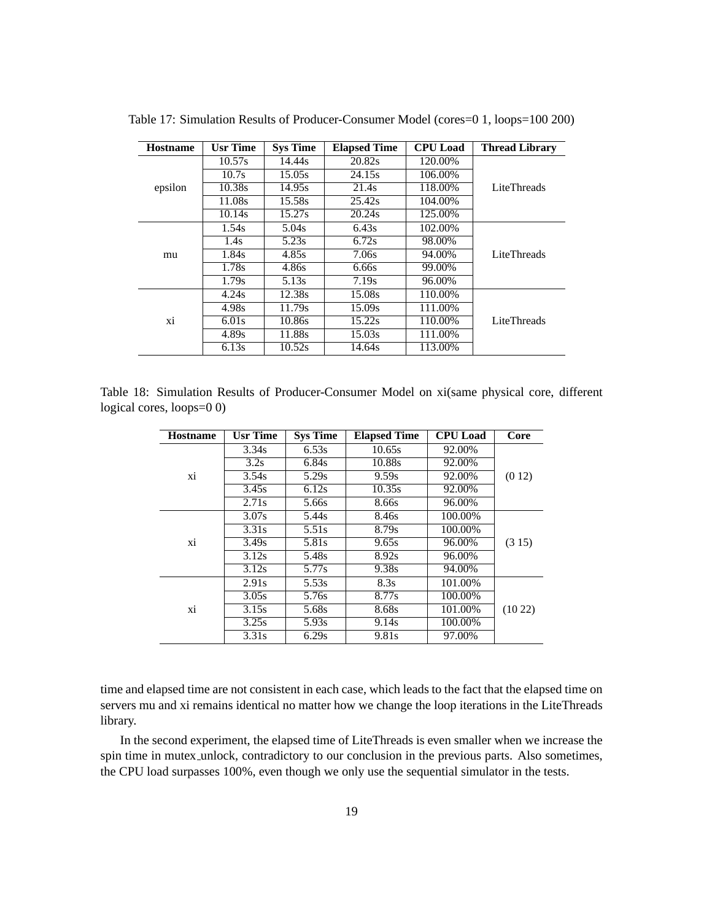Table 17: Simulation Results of Producer-Consumer Model (cores=0 1, loops=100 200)

| Hostname | Usr Time | Sys Time | Elapsed Time | CPU Load | Thread Library |
|---|---|---|---|---|---|
| epsilon | 10.57s | 14.44s | 20.82s | 120.00% | LiteThreads |
| | 10.7s | 15.05s | 24.15s | 106.00% | |
| | 10.38s | 14.95s | 21.4s | 118.00% | |
| | 11.08s | 15.58s | 25.42s | 104.00% | |
| | 10.14s | 15.27s | 20.24s | 125.00% | |
| mu | 1.54s | 5.04s | 6.43s | 102.00% | LiteThreads |
| | 1.4s | 5.23s | 6.72s | 98.00% | |
| | 1.84s | 4.85s | 7.06s | 94.00% | |
| | 1.78s | 4.86s | 6.66s | 99.00% | |
| | 1.79s | 5.13s | 7.19s | 96.00% | |
| xi | 4.24s | 12.38s | 15.08s | 110.00% | LiteThreads |
| | 4.98s | 11.79s | 15.09s | 111.00% | |
| | 6.01s | 10.86s | 15.22s | 110.00% | |
| | 4.89s | 11.88s | 15.03s | 111.00% | |
| | 6.13s | 10.52s | 14.64s | 113.00% | |

Table 18: Simulation Results of Producer-Consumer Model on xi(same physical core, different logical cores, loops=0 0)

| Hostname | Usr Time | Sys Time | Elapsed Time | CPU Load | Core |
|---|---|---|---|---|---|
| xi | 3.34s | 6.53s | 10.65s | 92.00% | (0 12) |
| | 3.2s | 6.84s | 10.88s | 92.00% | |
| | 3.54s | 5.29s | 9.59s | 92.00% | |
| | 3.45s | 6.12s | 10.35s | 92.00% | |
| | 2.71s | 5.66s | 8.66s | 96.00% | |
| xi | 3.07s | 5.44s | 8.46s | 100.00% | (3 15) |
| | 3.31s | 5.51s | 8.79s | 100.00% | |
| | 3.49s | 5.81s | 9.65s | 96.00% | |
| | 3.12s | 5.48s | 8.92s | 96.00% | |
| | 3.12s | 5.77s | 9.38s | 94.00% | |
| xi | 2.91s | 5.53s | 8.3s | 101.00% | (10 22) |
| | 3.05s | 5.76s | 8.77s | 100.00% | |
| | 3.15s | 5.68s | 8.68s | 101.00% | |
| | 3.25s | 5.93s | 9.14s | 100.00% | |
| | 3.31s | 6.29s | 9.81s | 97.00% | |

time and elapsed time are not consistent in each case, which leads to the fact that the elapsed time on servers mu and xi remains identical no matter how we change the loop iterations in the LiteThreads library.

In the second experiment, the elapsed time of LiteThreads is even smaller when we increase the spin time in mutex_unlock, contradictory to our conclusion in the previous parts. Also sometimes, the CPU load surpasses 100%, even though we only use the sequential simulator in the tests.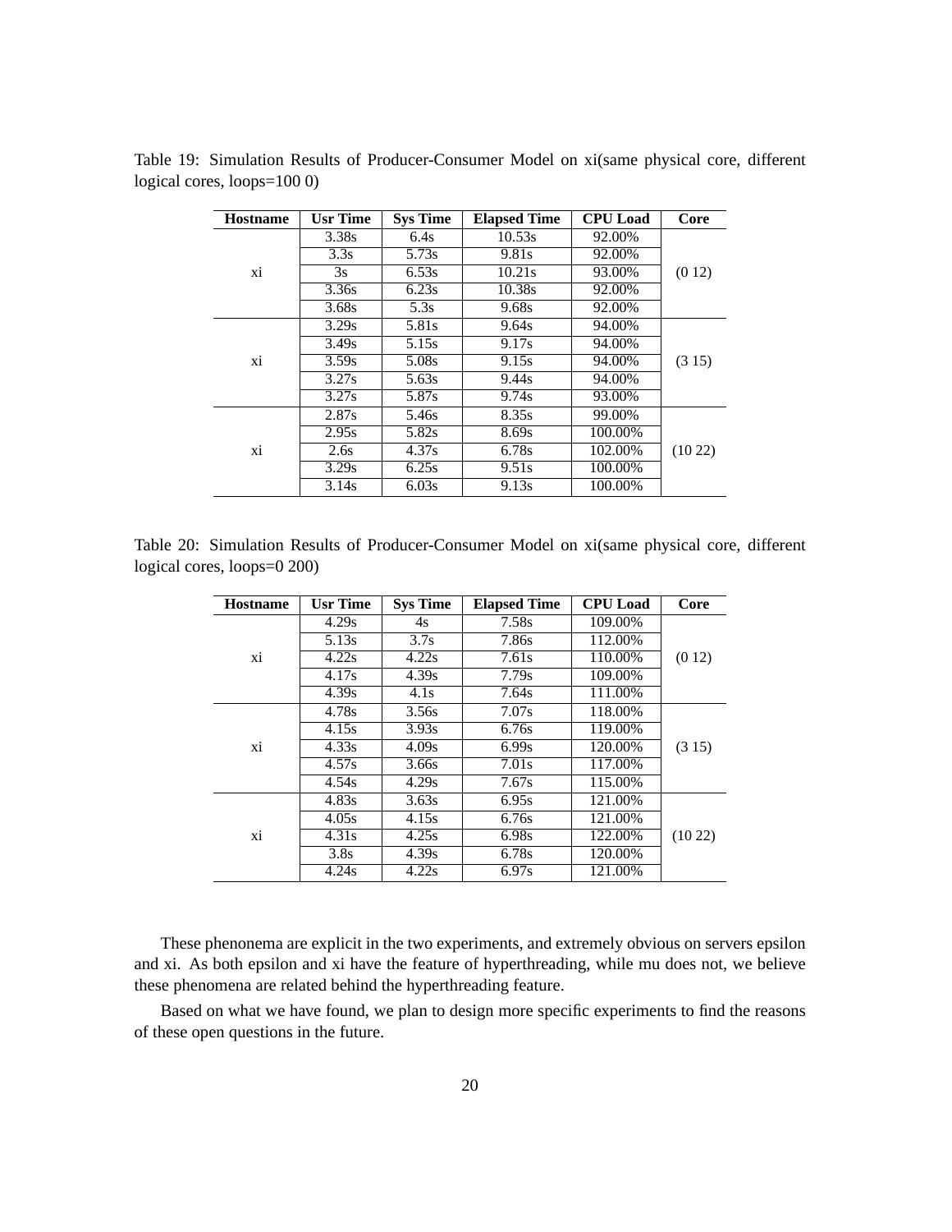Table 19: Simulation Results of Producer-Consumer Model on xi(same physical core, different logical cores, loops=100 0)

| Hostname | Usr Time | Sys Time | Elapsed Time | CPU Load | Core |
|---|---|---|---|---|---|
| xi | 3.38s | 6.4s | 10.53s | 92.00% | (0 12) |
| | 3.3s | 5.73s | 9.81s | 92.00% | |
| | 3s | 6.53s | 10.21s | 93.00% | |
| | 3.36s | 6.23s | 10.38s | 92.00% | |
| | 3.68s | 5.3s | 9.68s | 92.00% | |
| xi | 3.29s | 5.81s | 9.64s | 94.00% | (3 15) |
| | 3.49s | 5.15s | 9.17s | 94.00% | |
| | 3.59s | 5.08s | 9.15s | 94.00% | |
| | 3.27s | 5.63s | 9.44s | 94.00% | |
| | 3.27s | 5.87s | 9.74s | 93.00% | |
| xi | 2.87s | 5.46s | 8.35s | 99.00% | (10 22) |
| | 2.95s | 5.82s | 8.69s | 100.00% | |
| | 2.6s | 4.37s | 6.78s | 102.00% | |
| | 3.29s | 6.25s | 9.51s | 100.00% | |
| | 3.14s | 6.03s | 9.13s | 100.00% | |

Table 20: Simulation Results of Producer-Consumer Model on xi(same physical core, different logical cores, loops=0 200)

| Hostname | Usr Time | Sys Time | Elapsed Time | CPU Load | Core |
|---|---|---|---|---|---|
| xi | 4.29s | 4s | 7.58s | 109.00% | (0 12) |
| | 5.13s | 3.7s | 7.86s | 112.00% | |
| | 4.22s | 4.22s | 7.61s | 110.00% | |
| | 4.17s | 4.39s | 7.79s | 109.00% | |
| | 4.39s | 4.1s | 7.64s | 111.00% | |
| xi | 4.78s | 3.56s | 7.07s | 118.00% | (3 15) |
| | 4.15s | 3.93s | 6.76s | 119.00% | |
| | 4.33s | 4.09s | 6.99s | 120.00% | |
| | 4.57s | 3.66s | 7.01s | 117.00% | |
| | 4.54s | 4.29s | 7.67s | 115.00% | |
| xi | 4.83s | 3.63s | 6.95s | 121.00% | (10 22) |
| | 4.05s | 4.15s | 6.76s | 121.00% | |
| | 4.31s | 4.25s | 6.98s | 122.00% | |
| | 3.8s | 4.39s | 6.78s | 120.00% | |
| | 4.24s | 4.22s | 6.97s | 121.00% | |

These phenonema are explicit in the two experiments, and extremely obvious on servers epsilon and xi. As both epsilon and xi have the feature of hyperthreading, while mu does not, we believe these phenomena are related behind the hyperthreading feature.

Based on what we have found, we plan to design more specific experiments to find the reasons of these open questions in the future.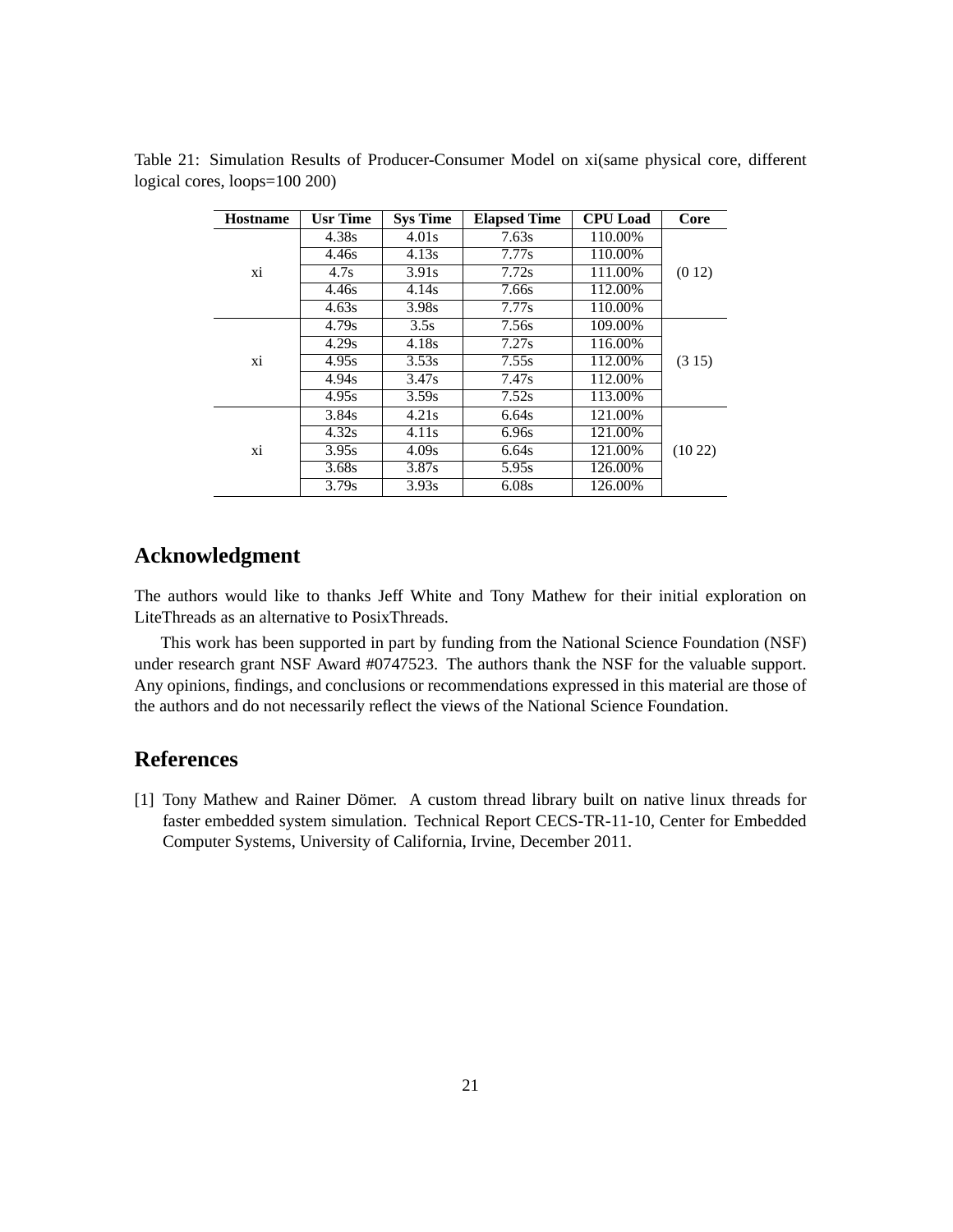Table 21: Simulation Results of Producer-Consumer Model on xi(same physical core, different logical cores, loops=100 200)

| Hostname | Usr Time | Sys Time | Elapsed Time | CPU Load | Core |
|---|---|---|---|---|---|
| xi | 4.38s | 4.01s | 7.63s | 110.00% | (0 12) |
| | 4.46s | 4.13s | 7.77s | 110.00% | |
| | 4.7s | 3.91s | 7.72s | 111.00% | |
| | 4.46s | 4.14s | 7.66s | 112.00% | |
| | 4.63s | 3.98s | 7.77s | 110.00% | |
| xi | 4.79s | 3.5s | 7.56s | 109.00% | (3 15) |
| | 4.29s | 4.18s | 7.27s | 116.00% | |
| | 4.95s | 3.53s | 7.55s | 112.00% | |
| | 4.94s | 3.47s | 7.47s | 112.00% | |
| | 4.95s | 3.59s | 7.52s | 113.00% | |
| xi | 3.84s | 4.21s | 6.64s | 121.00% | (10 22) |
| | 4.32s | 4.11s | 6.96s | 121.00% | |
| | 3.95s | 4.09s | 6.64s | 121.00% | |
| | 3.68s | 3.87s | 5.95s | 126.00% | |
| | 3.79s | 3.93s | 6.08s | 126.00% | |

## Acknowledgment

The authors would like to thanks Jeff White and Tony Mathew for their initial exploration on LiteThreads as an alternative to PosixThreads.

This work has been supported in part by funding from the National Science Foundation (NSF) under research grant NSF Award #0747523. The authors thank the NSF for the valuable support. Any opinions, findings, and conclusions or recommendations expressed in this material are those of the authors and do not necessarily reflect the views of the National Science Foundation.

## References

[1] Tony Mathew and Rainer Dömer. A custom thread library built on native linux threads for faster embedded system simulation. Technical Report CECS-TR-11-10, Center for Embedded Computer Systems, University of California, Irvine, December 2011.